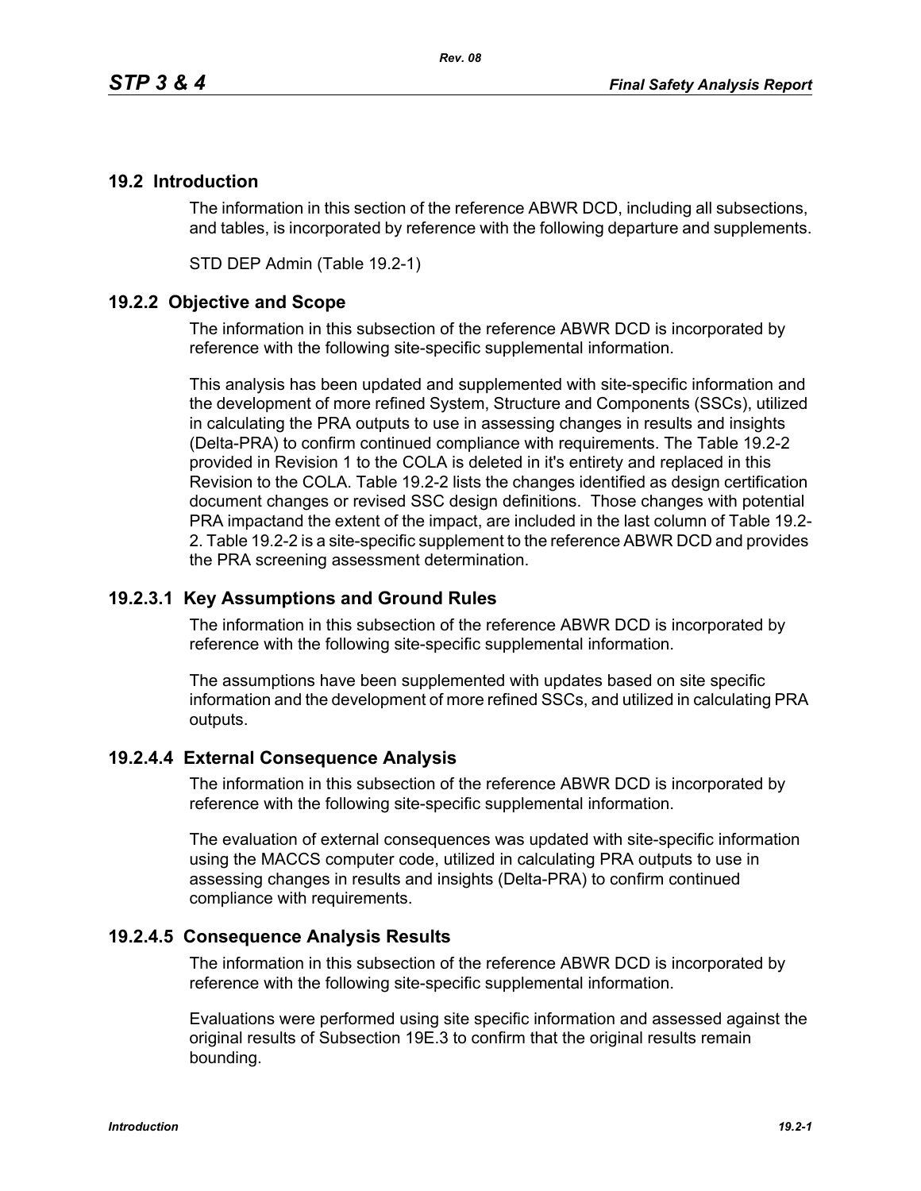## 19.2 Introduction

The information in this section of the reference ABWR DCD, including all subsections, and tables, is incorporated by reference with the following departure and supplements.

STD DEP Admin (Table 19.2-1)

### 19.2.2 Objective and Scope

The information in this subsection of the reference ABWR DCD is incorporated by reference with the following site-specific supplemental information.

This analysis has been updated and supplemented with site-specific information and the development of more refined System, Structure and Components (SSCs), utilized in calculating the PRA outputs to use in assessing changes in results and insights (Delta-PRA) to confirm continued compliance with requirements. The Table 19.2-2 provided in Revision 1 to the COLA is deleted in it's entirety and replaced in this Revision to the COLA. Table 19.2-2 lists the changes identified as design certification document changes or revised SSC design definitions. Those changes with potential PRA impactand the extent of the impact, are included in the last column of Table 19.2-2. Table 19.2-2 is a site-specific supplement to the reference ABWR DCD and provides the PRA screening assessment determination.

### 19.2.3.1 Key Assumptions and Ground Rules

The information in this subsection of the reference ABWR DCD is incorporated by reference with the following site-specific supplemental information.

The assumptions have been supplemented with updates based on site specific information and the development of more refined SSCs, and utilized in calculating PRA outputs.

### 19.2.4.4 External Consequence Analysis

The information in this subsection of the reference ABWR DCD is incorporated by reference with the following site-specific supplemental information.

The evaluation of external consequences was updated with site-specific information using the MACCS computer code, utilized in calculating PRA outputs to use in assessing changes in results and insights (Delta-PRA) to confirm continued compliance with requirements.

### 19.2.4.5 Consequence Analysis Results

The information in this subsection of the reference ABWR DCD is incorporated by reference with the following site-specific supplemental information.

Evaluations were performed using site specific information and assessed against the original results of Subsection 19E.3 to confirm that the original results remain bounding.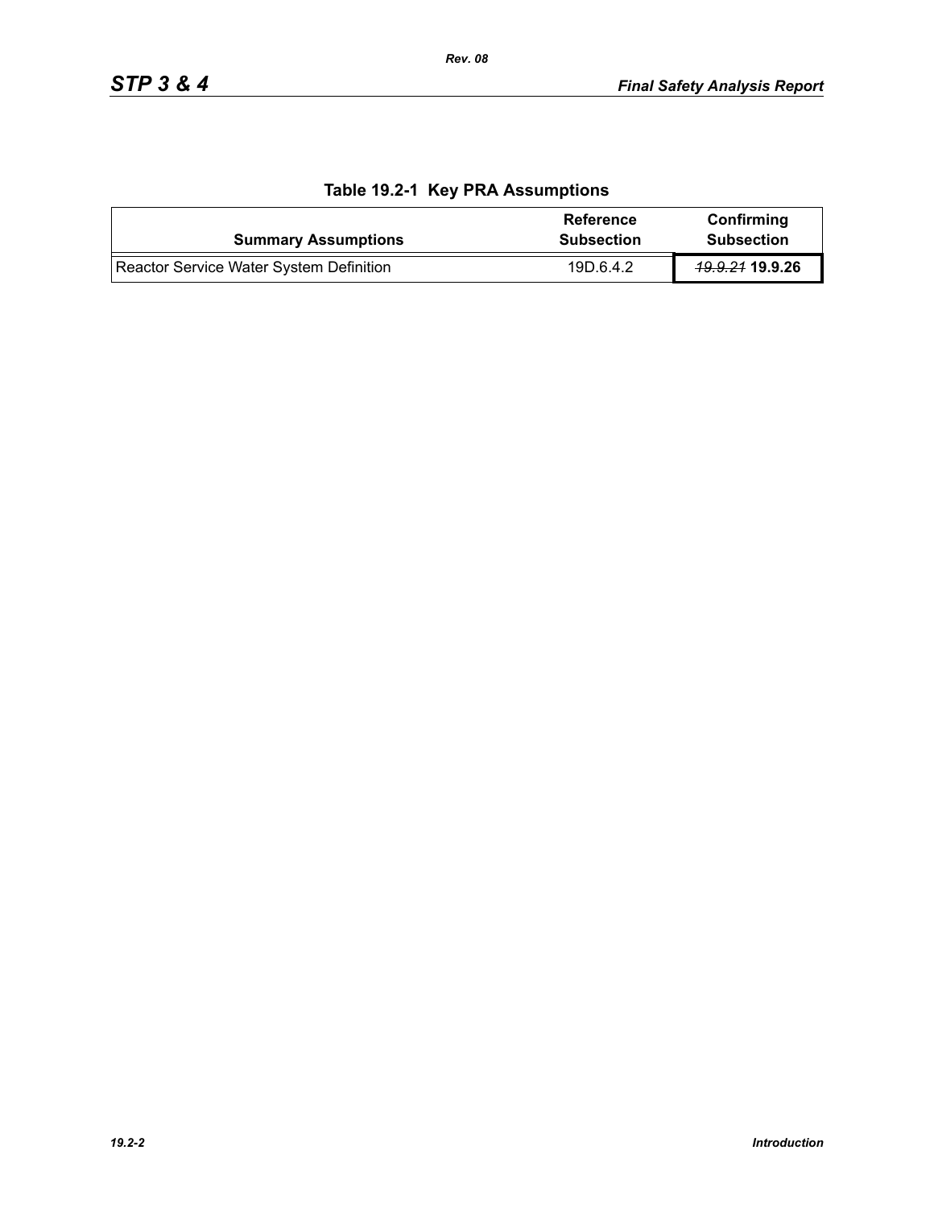**Table 19.2-1 Key PRA Assumptions**

| Summary Assumptions | Reference Subsection | Confirming Subsection |
|---|---|---|
| Reactor Service Water System Definition | 19D.6.4.2 | ~~*19.9.21*~~ **19.9.26** |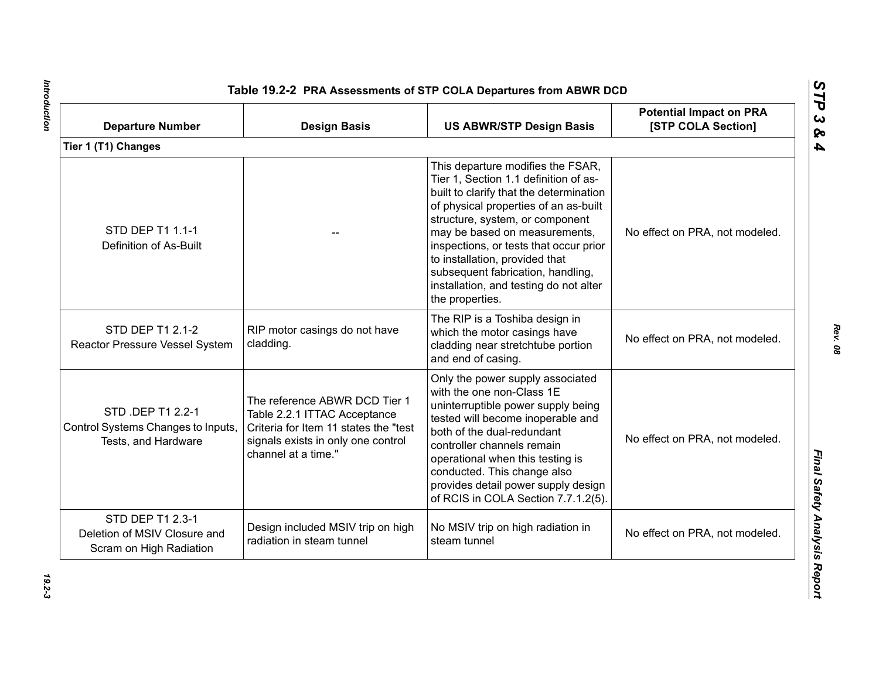Table 19.2-2  PRA Assessments of STP COLA Departures from ABWR DCD

| Departure Number | Design Basis | US ABWR/STP Design Basis | Potential Impact on PRA [STP COLA Section] |
|---|---|---|---|
| **Tier 1 (T1) Changes** | | | |
| STD DEP T1 1.1-1 Definition of As-Built | -- | This departure modifies the FSAR, Tier 1, Section 1.1 definition of as-built to clarify that the determination of physical properties of an as-built structure, system, or component may be based on measurements, inspections, or tests that occur prior to installation, provided that subsequent fabrication, handling, installation, and testing do not alter the properties. | No effect on PRA, not modeled. |
| STD DEP T1 2.1-2 Reactor Pressure Vessel System | RIP motor casings do not have cladding. | The RIP is a Toshiba design in which the motor casings have cladding near stretchtube portion and end of casing. | No effect on PRA, not modeled. |
| STD .DEP T1 2.2-1 Control Systems Changes to Inputs, Tests, and Hardware | The reference ABWR DCD Tier 1 Table 2.2.1 ITTAC Acceptance Criteria for Item 11 states the "test signals exists in only one control channel at a time." | Only the power supply associated with the one non-Class 1E uninterruptible power supply being tested will become inoperable and both of the dual-redundant controller channels remain operational when this testing is conducted. This change also provides detail power supply design of RCIS in COLA Section 7.7.1.2(5). | No effect on PRA, not modeled. |
| STD DEP T1 2.3-1 Deletion of MSIV Closure and Scram on High Radiation | Design included MSIV trip on high radiation in steam tunnel | No MSIV trip on high radiation in steam tunnel | No effect on PRA, not modeled. |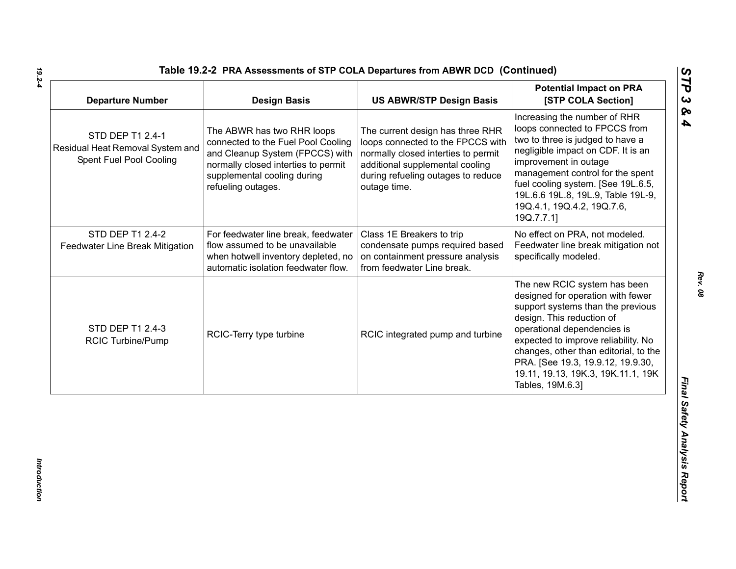**Table 19.2-2 PRA Assessments of STP COLA Departures from ABWR DCD (Continued)**

| Departure Number | Design Basis | US ABWR/STP Design Basis | Potential Impact on PRA [STP COLA Section] |
|---|---|---|---|
| STD DEP T1 2.4-1 Residual Heat Removal System and Spent Fuel Pool Cooling | The ABWR has two RHR loops connected to the Fuel Pool Cooling and Cleanup System (FPCCS) with normally closed interties to permit supplemental cooling during refueling outages. | The current design has three RHR loops connected to the FPCCS with normally closed interties to permit additional supplemental cooling during refueling outages to reduce outage time. | Increasing the number of RHR loops connected to FPCCS from two to three is judged to have a negligible impact on CDF. It is an improvement in outage management control for the spent fuel cooling system. [See 19L.6.5, 19L.6.6 19L.8, 19L.9, Table 19L-9, 19Q.4.1, 19Q.4.2, 19Q.7.6, 19Q.7.7.1] |
| STD DEP T1 2.4-2 Feedwater Line Break Mitigation | For feedwater line break, feedwater flow assumed to be unavailable when hotwell inventory depleted, no automatic isolation feedwater flow. | Class 1E Breakers to trip condensate pumps required based on containment pressure analysis from feedwater Line break. | No effect on PRA, not modeled. Feedwater line break mitigation not specifically modeled. |
| STD DEP T1 2.4-3 RCIC Turbine/Pump | RCIC-Terry type turbine | RCIC integrated pump and turbine | The new RCIC system has been designed for operation with fewer support systems than the previous design. This reduction of operational dependencies is expected to improve reliability. No changes, other than editorial, to the PRA. [See 19.3, 19.9.12, 19.9.30, 19.11, 19.13, 19K.3, 19K.11.1, 19K Tables, 19M.6.3] |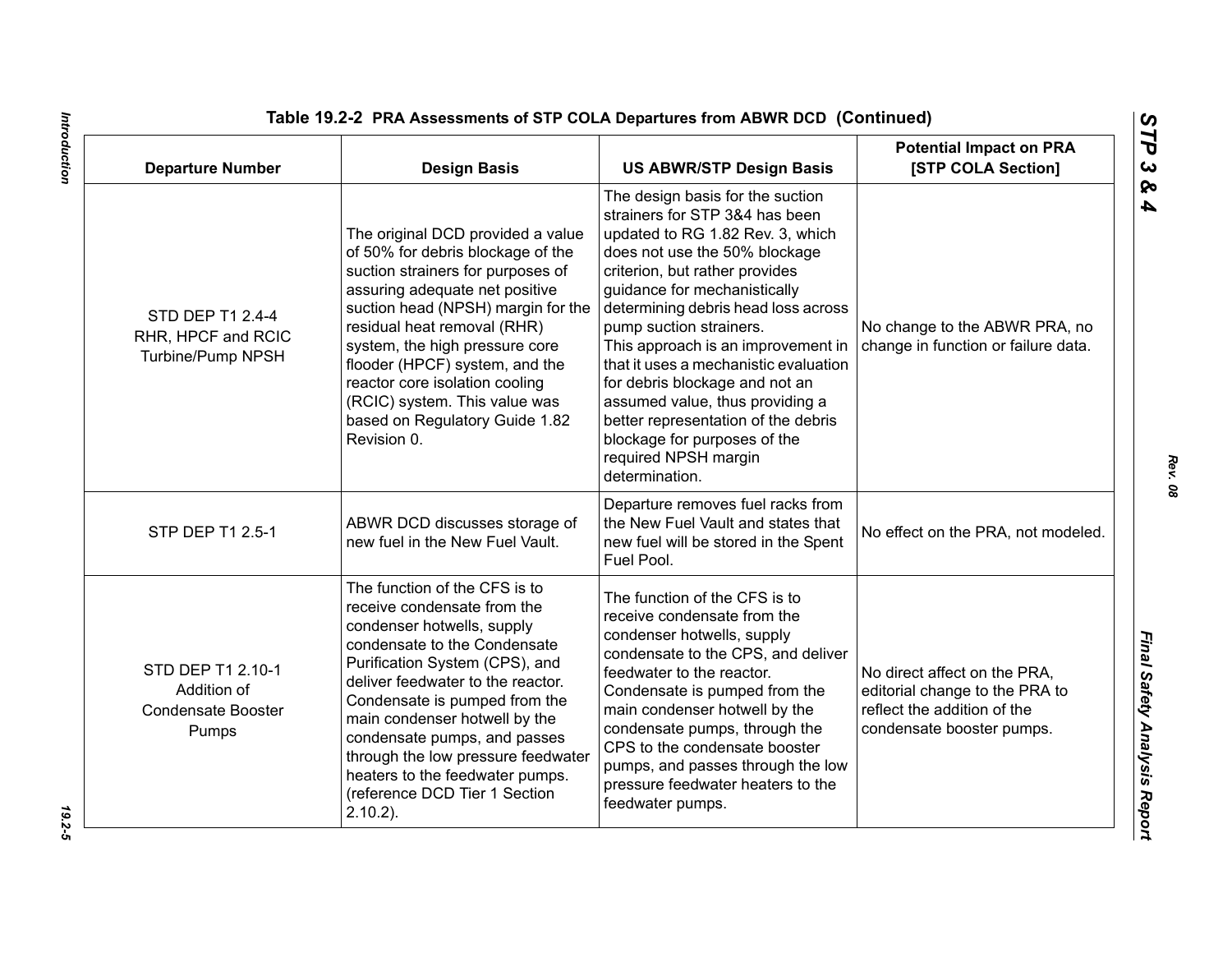**Table 19.2-2 PRA Assessments of STP COLA Departures from ABWR DCD (Continued)**

| Departure Number | Design Basis | US ABWR/STP Design Basis | Potential Impact on PRA [STP COLA Section] |
|---|---|---|---|
| STD DEP T1 2.4-4 RHR, HPCF and RCIC Turbine/Pump NPSH | The original DCD provided a value of 50% for debris blockage of the suction strainers for purposes of assuring adequate net positive suction head (NPSH) margin for the residual heat removal (RHR) system, the high pressure core flooder (HPCF) system, and the reactor core isolation cooling (RCIC) system. This value was based on Regulatory Guide 1.82 Revision 0. | The design basis for the suction strainers for STP 3&4 has been updated to RG 1.82 Rev. 3, which does not use the 50% blockage criterion, but rather provides guidance for mechanistically determining debris head loss across pump suction strainers. This approach is an improvement in that it uses a mechanistic evaluation for debris blockage and not an assumed value, thus providing a better representation of the debris blockage for purposes of the required NPSH margin determination. | No change to the ABWR PRA, no change in function or failure data. |
| STP DEP T1 2.5-1 | ABWR DCD discusses storage of new fuel in the New Fuel Vault. | Departure removes fuel racks from the New Fuel Vault and states that new fuel will be stored in the Spent Fuel Pool. | No effect on the PRA, not modeled. |
| STD DEP T1 2.10-1 Addition of Condensate Booster Pumps | The function of the CFS is to receive condensate from the condenser hotwells, supply condensate to the Condensate Purification System (CPS), and deliver feedwater to the reactor. Condensate is pumped from the main condenser hotwell by the condensate pumps, and passes through the low pressure feedwater heaters to the feedwater pumps. (reference DCD Tier 1 Section 2.10.2). | The function of the CFS is to receive condensate from the condenser hotwells, supply condensate to the CPS, and deliver feedwater to the reactor. Condensate is pumped from the main condenser hotwell by the condensate pumps, through the CPS to the condensate booster pumps, and passes through the low pressure feedwater heaters to the feedwater pumps. | No direct affect on the PRA, editorial change to the PRA to reflect the addition of the condensate booster pumps. |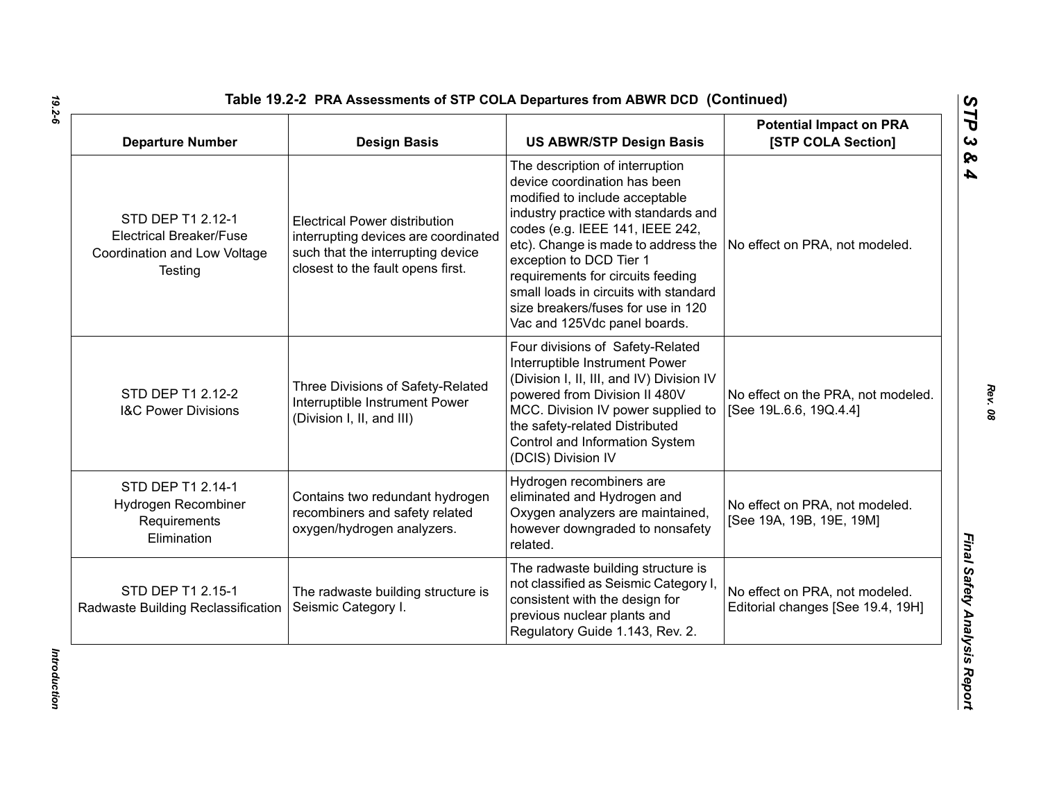**Table 19.2-2 PRA Assessments of STP COLA Departures from ABWR DCD (Continued)**

| Departure Number | Design Basis | US ABWR/STP Design Basis | Potential Impact on PRA [STP COLA Section] |
|---|---|---|---|
| STD DEP T1 2.12-1 Electrical Breaker/Fuse Coordination and Low Voltage Testing | Electrical Power distribution interrupting devices are coordinated such that the interrupting device closest to the fault opens first. | The description of interruption device coordination has been modified to include acceptable industry practice with standards and codes (e.g. IEEE 141, IEEE 242, etc). Change is made to address the exception to DCD Tier 1 requirements for circuits feeding small loads in circuits with standard size breakers/fuses for use in 120 Vac and 125Vdc panel boards. | No effect on PRA, not modeled. |
| STD DEP T1 2.12-2 I&C Power Divisions | Three Divisions of Safety-Related Interruptible Instrument Power (Division I, II, and III) | Four divisions of Safety-Related Interruptible Instrument Power (Division I, II, III, and IV) Division IV powered from Division II 480V MCC. Division IV power supplied to the safety-related Distributed Control and Information System (DCIS) Division IV | No effect on the PRA, not modeled. [See 19L.6.6, 19Q.4.4] |
| STD DEP T1 2.14-1 Hydrogen Recombiner Requirements Elimination | Contains two redundant hydrogen recombiners and safety related oxygen/hydrogen analyzers. | Hydrogen recombiners are eliminated and Hydrogen and Oxygen analyzers are maintained, however downgraded to nonsafety related. | No effect on PRA, not modeled. [See 19A, 19B, 19E, 19M] |
| STD DEP T1 2.15-1 Radwaste Building Reclassification | The radwaste building structure is Seismic Category I. | The radwaste building structure is not classified as Seismic Category I, consistent with the design for previous nuclear plants and Regulatory Guide 1.143, Rev. 2. | No effect on PRA, not modeled. Editorial changes [See 19.4, 19H] |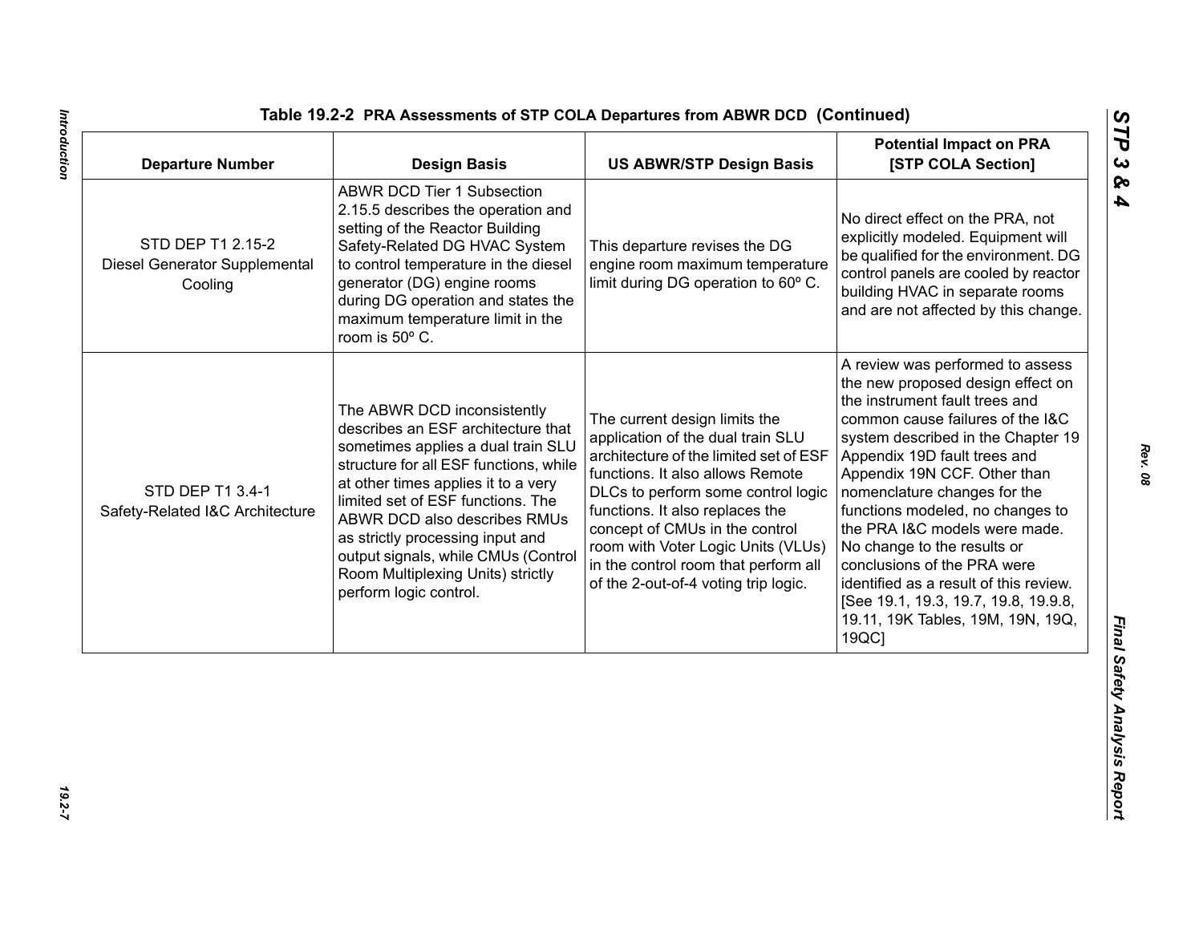Table 19.2-2 PRA Assessments of STP COLA Departures from ABWR DCD (Continued)

| Departure Number | Design Basis | US ABWR/STP Design Basis | Potential Impact on PRA [STP COLA Section] |
|---|---|---|---|
| STD DEP T1 2.15-2 Diesel Generator Supplemental Cooling | ABWR DCD Tier 1 Subsection 2.15.5 describes the operation and setting of the Reactor Building Safety-Related DG HVAC System to control temperature in the diesel generator (DG) engine rooms during DG operation and states the maximum temperature limit in the room is 50º C. | This departure revises the DG engine room maximum temperature limit during DG operation to 60º C. | No direct effect on the PRA, not explicitly modeled. Equipment will be qualified for the environment. DG control panels are cooled by reactor building HVAC in separate rooms and are not affected by this change. |
| STD DEP T1 3.4-1 Safety-Related I&C Architecture | The ABWR DCD inconsistently describes an ESF architecture that sometimes applies a dual train SLU structure for all ESF functions, while at other times applies it to a very limited set of ESF functions. The ABWR DCD also describes RMUs as strictly processing input and output signals, while CMUs (Control Room Multiplexing Units) strictly perform logic control. | The current design limits the application of the dual train SLU architecture of the limited set of ESF functions. It also allows Remote DLCs to perform some control logic functions. It also replaces the concept of CMUs in the control room with Voter Logic Units (VLUs) in the control room that perform all of the 2-out-of-4 voting trip logic. | A review was performed to assess the new proposed design effect on the instrument fault trees and common cause failures of the I&C system described in the Chapter 19 Appendix 19D fault trees and Appendix 19N CCF. Other than nomenclature changes for the functions modeled, no changes to the PRA I&C models were made. No change to the results or conclusions of the PRA were identified as a result of this review. [See 19.1, 19.3, 19.7, 19.8, 19.9.8, 19.11, 19K Tables, 19M, 19N, 19Q, 19QC] |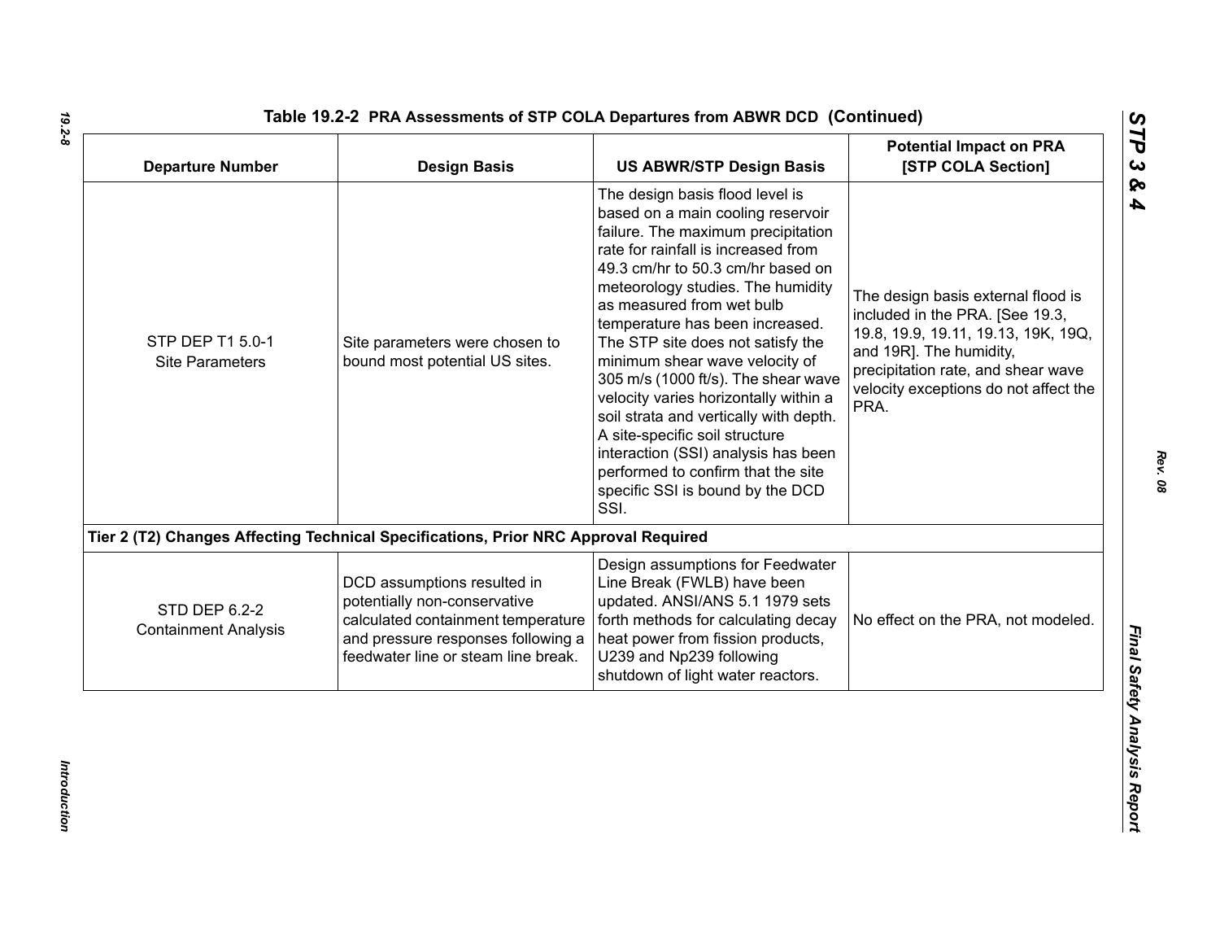## Table 19.2-2 PRA Assessments of STP COLA Departures from ABWR DCD (Continued)

| Departure Number | Design Basis | US ABWR/STP Design Basis | Potential Impact on PRA [STP COLA Section] |
|---|---|---|---|
| STP DEP T1 5.0-1 Site Parameters | Site parameters were chosen to bound most potential US sites. | The design basis flood level is based on a main cooling reservoir failure. The maximum precipitation rate for rainfall is increased from 49.3 cm/hr to 50.3 cm/hr based on meteorology studies. The humidity as measured from wet bulb temperature has been increased. The STP site does not satisfy the minimum shear wave velocity of 305 m/s (1000 ft/s). The shear wave velocity varies horizontally within a soil strata and vertically with depth. A site-specific soil structure interaction (SSI) analysis has been performed to confirm that the site specific SSI is bound by the DCD SSI. | The design basis external flood is included in the PRA. [See 19.3, 19.8, 19.9, 19.11, 19.13, 19K, 19Q, and 19R]. The humidity, precipitation rate, and shear wave velocity exceptions do not affect the PRA. |
| **Tier 2 (T2) Changes Affecting Technical Specifications, Prior NRC Approval Required** | | | |
| STD DEP 6.2-2 Containment Analysis | DCD assumptions resulted in potentially non-conservative calculated containment temperature and pressure responses following a feedwater line or steam line break. | Design assumptions for Feedwater Line Break (FWLB) have been updated. ANSI/ANS 5.1 1979 sets forth methods for calculating decay heat power from fission products, U239 and Np239 following shutdown of light water reactors. | No effect on the PRA, not modeled. |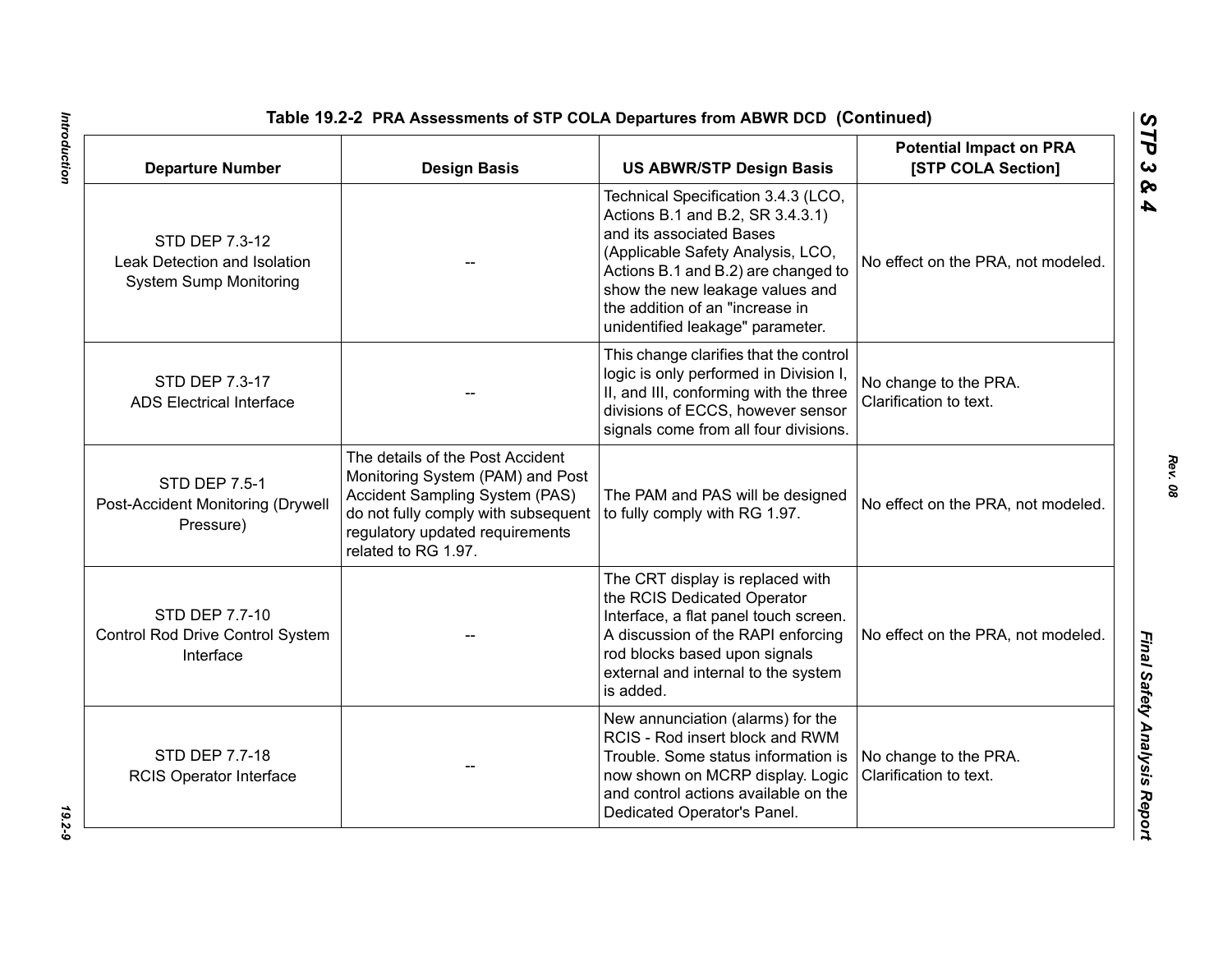**Table 19.2-2 PRA Assessments of STP COLA Departures from ABWR DCD (Continued)**

| Departure Number | Design Basis | US ABWR/STP Design Basis | Potential Impact on PRA [STP COLA Section] |
|---|---|---|---|
| STD DEP 7.3-12 Leak Detection and Isolation System Sump Monitoring | -- | Technical Specification 3.4.3 (LCO, Actions B.1 and B.2, SR 3.4.3.1) and its associated Bases (Applicable Safety Analysis, LCO, Actions B.1 and B.2) are changed to show the new leakage values and the addition of an "increase in unidentified leakage" parameter. | No effect on the PRA, not modeled. |
| STD DEP 7.3-17 ADS Electrical Interface | -- | This change clarifies that the control logic is only performed in Division I, II, and III, conforming with the three divisions of ECCS, however sensor signals come from all four divisions. | No change to the PRA. Clarification to text. |
| STD DEP 7.5-1 Post-Accident Monitoring (Drywell Pressure) | The details of the Post Accident Monitoring System (PAM) and Post Accident Sampling System (PAS) do not fully comply with subsequent regulatory updated requirements related to RG 1.97. | The PAM and PAS will be designed to fully comply with RG 1.97. | No effect on the PRA, not modeled. |
| STD DEP 7.7-10 Control Rod Drive Control System Interface | -- | The CRT display is replaced with the RCIS Dedicated Operator Interface, a flat panel touch screen. A discussion of the RAPI enforcing rod blocks based upon signals external and internal to the system is added. | No effect on the PRA, not modeled. |
| STD DEP 7.7-18 RCIS Operator Interface | -- | New annunciation (alarms) for the RCIS - Rod insert block and RWM Trouble. Some status information is now shown on MCRP display. Logic and control actions available on the Dedicated Operator's Panel. | No change to the PRA. Clarification to text. |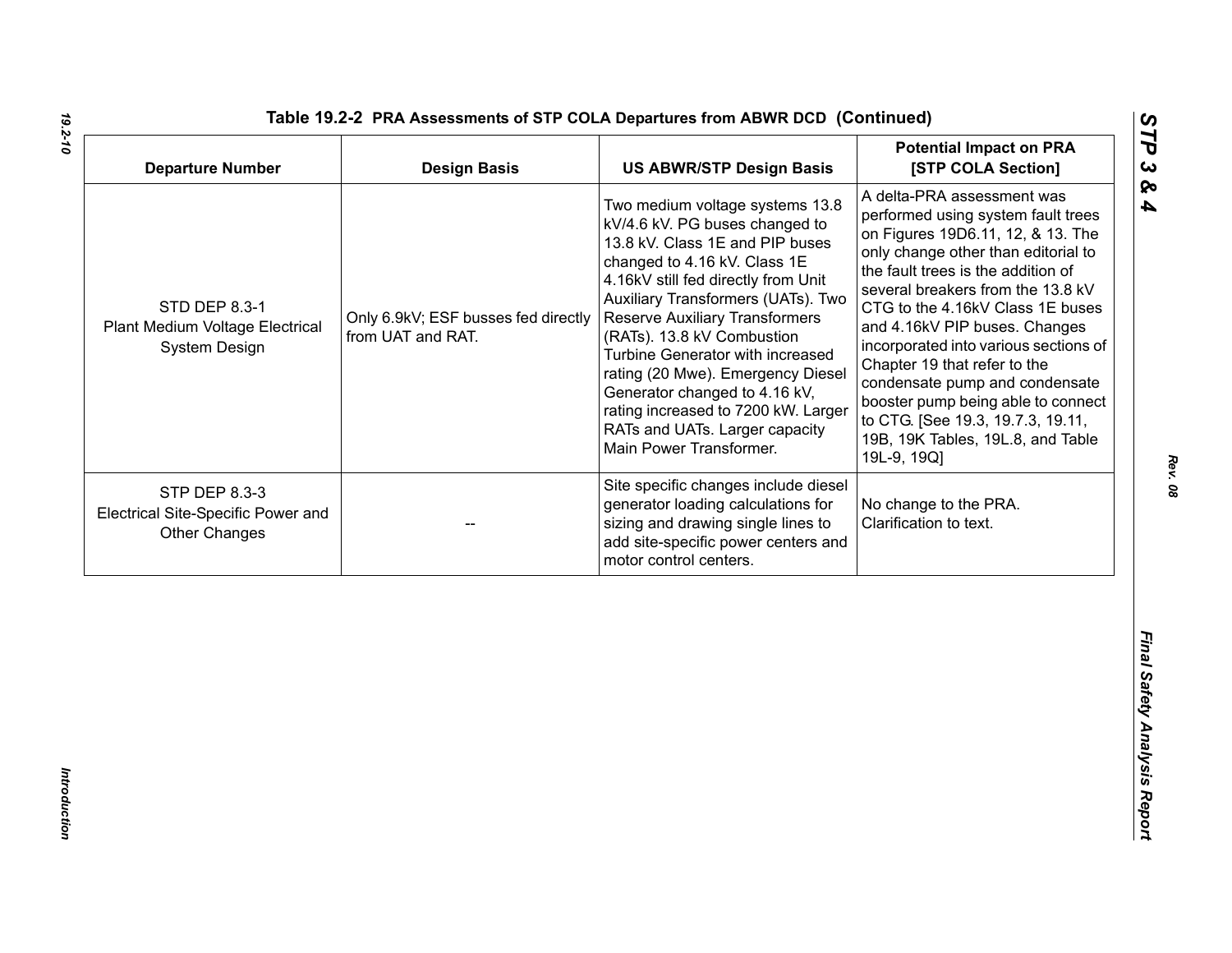**Table 19.2-2 PRA Assessments of STP COLA Departures from ABWR DCD (Continued)**

| Departure Number | Design Basis | US ABWR/STP Design Basis | Potential Impact on PRA [STP COLA Section] |
|---|---|---|---|
| STD DEP 8.3-1 Plant Medium Voltage Electrical System Design | Only 6.9kV; ESF busses fed directly from UAT and RAT. | Two medium voltage systems 13.8 kV/4.6 kV. PG buses changed to 13.8 kV. Class 1E and PIP buses changed to 4.16 kV. Class 1E 4.16kV still fed directly from Unit Auxiliary Transformers (UATs). Two Reserve Auxiliary Transformers (RATs). 13.8 kV Combustion Turbine Generator with increased rating (20 Mwe). Emergency Diesel Generator changed to 4.16 kV, rating increased to 7200 kW. Larger RATs and UATs. Larger capacity Main Power Transformer. | A delta-PRA assessment was performed using system fault trees on Figures 19D6.11, 12, & 13. The only change other than editorial to the fault trees is the addition of several breakers from the 13.8 kV CTG to the 4.16kV Class 1E buses and 4.16kV PIP buses. Changes incorporated into various sections of Chapter 19 that refer to the condensate pump and condensate booster pump being able to connect to CTG. [See 19.3, 19.7.3, 19.11, 19B, 19K Tables, 19L.8, and Table 19L-9, 19Q] |
| STP DEP 8.3-3 Electrical Site-Specific Power and Other Changes | -- | Site specific changes include diesel generator loading calculations for sizing and drawing single lines to add site-specific power centers and motor control centers. | No change to the PRA. Clarification to text. |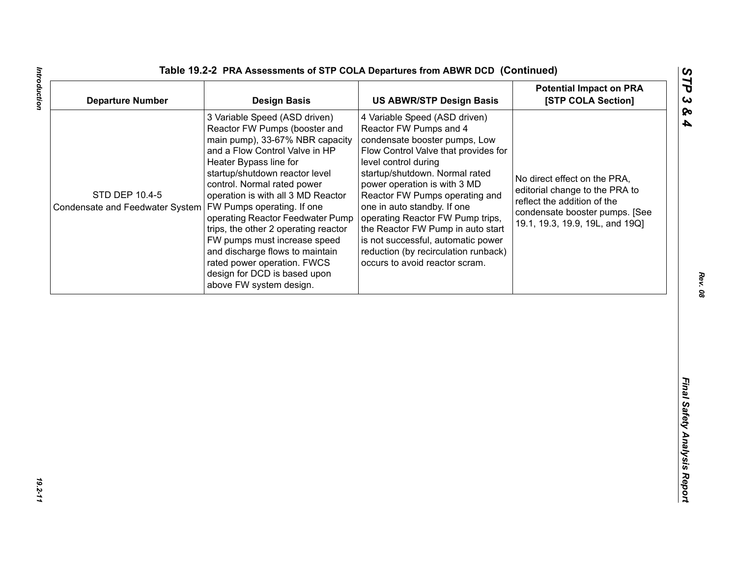**Table 19.2-2 PRA Assessments of STP COLA Departures from ABWR DCD (Continued)**

| Departure Number | Design Basis | US ABWR/STP Design Basis | Potential Impact on PRA [STP COLA Section] |
|---|---|---|---|
| STD DEP 10.4-5 Condensate and Feedwater System | 3 Variable Speed (ASD driven) Reactor FW Pumps (booster and main pump), 33-67% NBR capacity and a Flow Control Valve in HP Heater Bypass line for startup/shutdown reactor level control. Normal rated power operation is with all 3 MD Reactor FW Pumps operating. If one operating Reactor Feedwater Pump trips, the other 2 operating reactor FW pumps must increase speed and discharge flows to maintain rated power operation. FWCS design for DCD is based upon above FW system design. | 4 Variable Speed (ASD driven) Reactor FW Pumps and 4 condensate booster pumps, Low Flow Control Valve that provides for level control during startup/shutdown. Normal rated power operation is with 3 MD Reactor FW Pumps operating and one in auto standby. If one operating Reactor FW Pump trips, the Reactor FW Pump in auto start is not successful, automatic power reduction (by recirculation runback) occurs to avoid reactor scram. | No direct effect on the PRA, editorial change to the PRA to reflect the addition of the condensate booster pumps. [See 19.1, 19.3, 19.9, 19L, and 19Q] |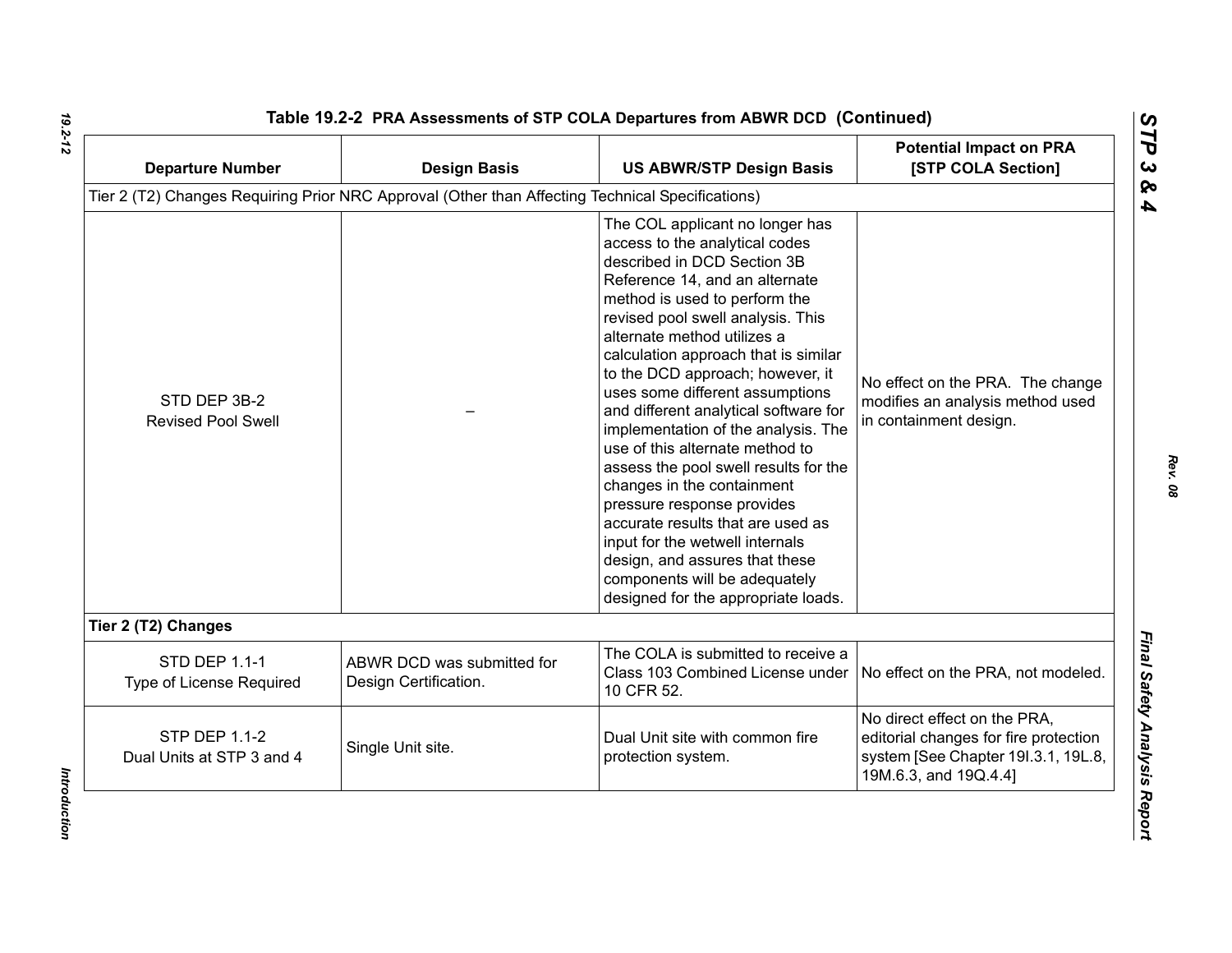**Table 19.2-2 PRA Assessments of STP COLA Departures from ABWR DCD (Continued)**

| Departure Number | Design Basis | US ABWR/STP Design Basis | Potential Impact on PRA [STP COLA Section] |
|---|---|---|---|
| Tier 2 (T2) Changes Requiring Prior NRC Approval (Other than Affecting Technical Specifications) | | | |
| STD DEP 3B-2<br>Revised Pool Swell | – | The COL applicant no longer has access to the analytical codes described in DCD Section 3B Reference 14, and an alternate method is used to perform the revised pool swell analysis. This alternate method utilizes a calculation approach that is similar to the DCD approach; however, it uses some different assumptions and different analytical software for implementation of the analysis. The use of this alternate method to assess the pool swell results for the changes in the containment pressure response provides accurate results that are used as input for the wetwell internals design, and assures that these components will be adequately designed for the appropriate loads. | No effect on the PRA. The change modifies an analysis method used in containment design. |
| **Tier 2 (T2) Changes** | | | |
| STD DEP 1.1-1<br>Type of License Required | ABWR DCD was submitted for Design Certification. | The COLA is submitted to receive a Class 103 Combined License under 10 CFR 52. | No effect on the PRA, not modeled. |
| STP DEP 1.1-2<br>Dual Units at STP 3 and 4 | Single Unit site. | Dual Unit site with common fire protection system. | No direct effect on the PRA, editorial changes for fire protection system [See Chapter 19I.3.1, 19L.8, 19M.6.3, and 19Q.4.4] |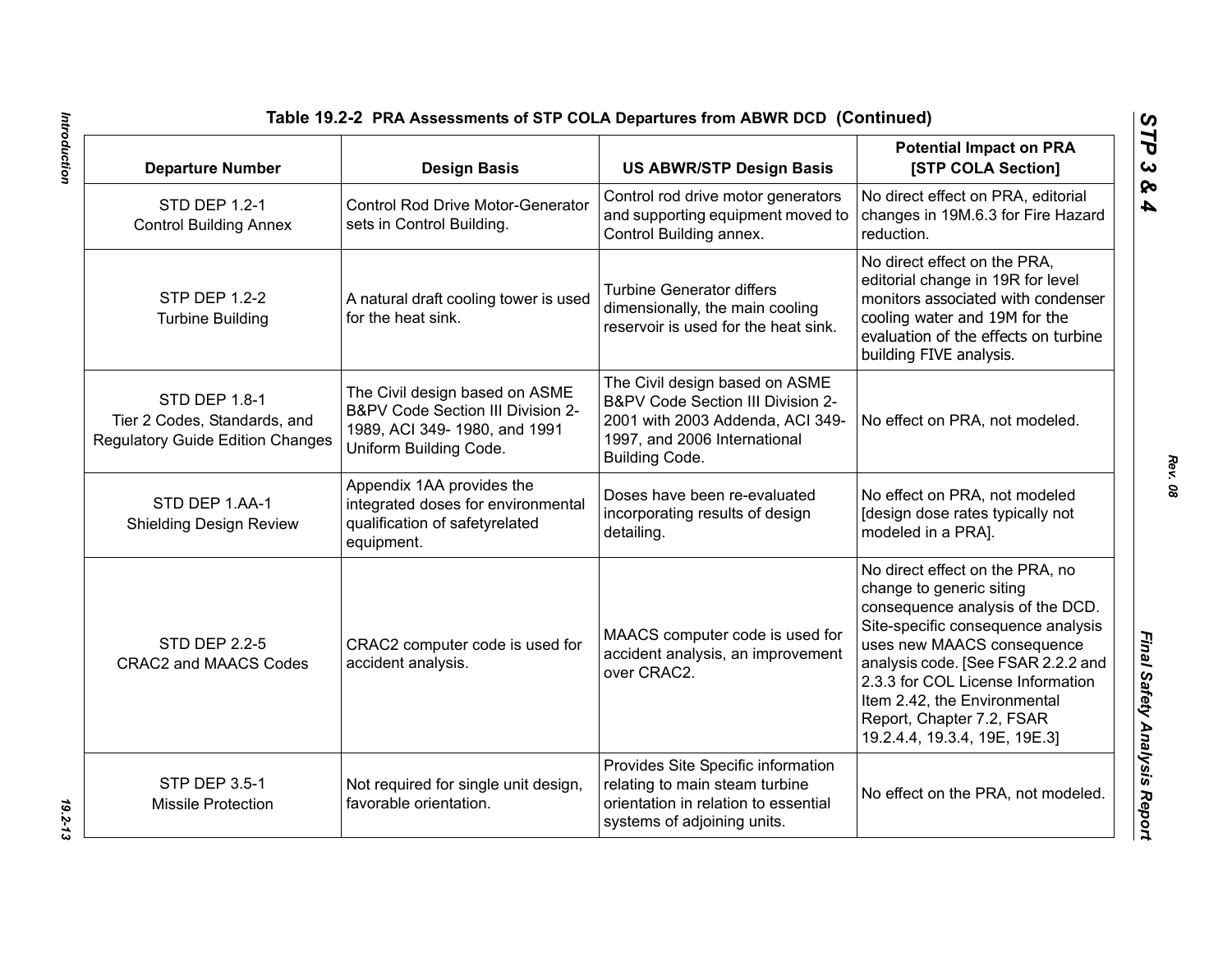**Table 19.2-2 PRA Assessments of STP COLA Departures from ABWR DCD (Continued)**

| Departure Number | Design Basis | US ABWR/STP Design Basis | Potential Impact on PRA [STP COLA Section] |
|---|---|---|---|
| STD DEP 1.2-1 Control Building Annex | Control Rod Drive Motor-Generator sets in Control Building. | Control rod drive motor generators and supporting equipment moved to Control Building annex. | No direct effect on PRA, editorial changes in 19M.6.3 for Fire Hazard reduction. |
| STP DEP 1.2-2 Turbine Building | A natural draft cooling tower is used for the heat sink. | Turbine Generator differs dimensionally, the main cooling reservoir is used for the heat sink. | No direct effect on the PRA, editorial change in 19R for level monitors associated with condenser cooling water and 19M for the evaluation of the effects on turbine building FIVE analysis. |
| STD DEP 1.8-1 Tier 2 Codes, Standards, and Regulatory Guide Edition Changes | The Civil design based on ASME B&PV Code Section III Division 2-1989, ACI 349- 1980, and 1991 Uniform Building Code. | The Civil design based on ASME B&PV Code Section III Division 2-2001 with 2003 Addenda, ACI 349-1997, and 2006 International Building Code. | No effect on PRA, not modeled. |
| STD DEP 1.AA-1 Shielding Design Review | Appendix 1AA provides the integrated doses for environmental qualification of safetyrelated equipment. | Doses have been re-evaluated incorporating results of design detailing. | No effect on PRA, not modeled [design dose rates typically not modeled in a PRA]. |
| STD DEP 2.2-5 CRAC2 and MAACS Codes | CRAC2 computer code is used for accident analysis. | MAACS computer code is used for accident analysis, an improvement over CRAC2. | No direct effect on the PRA, no change to generic siting consequence analysis of the DCD. Site-specific consequence analysis uses new MAACS consequence analysis code. [See FSAR 2.2.2 and 2.3.3 for COL License Information Item 2.42, the Environmental Report, Chapter 7.2, FSAR 19.2.4.4, 19.3.4, 19E, 19E.3] |
| STP DEP 3.5-1 Missile Protection | Not required for single unit design, favorable orientation. | Provides Site Specific information relating to main steam turbine orientation in relation to essential systems of adjoining units. | No effect on the PRA, not modeled. |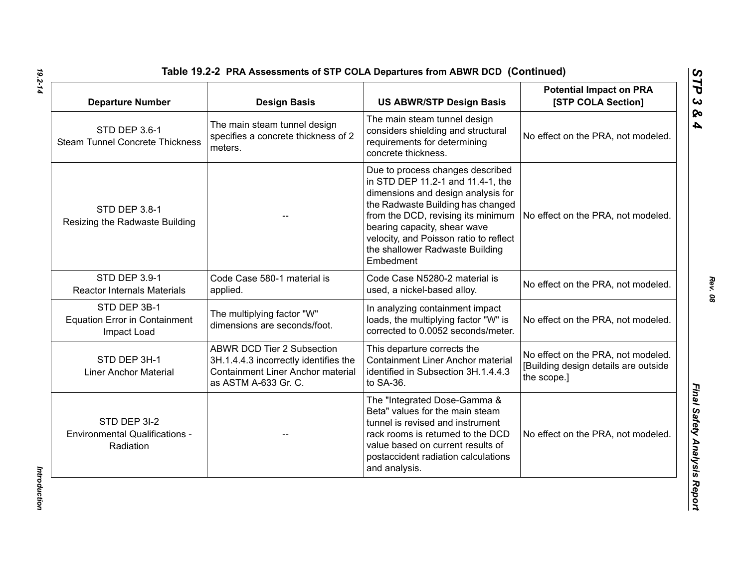**Table 19.2-2 PRA Assessments of STP COLA Departures from ABWR DCD (Continued)**

| Departure Number | Design Basis | US ABWR/STP Design Basis | Potential Impact on PRA [STP COLA Section] |
|---|---|---|---|
| STD DEP 3.6-1 Steam Tunnel Concrete Thickness | The main steam tunnel design specifies a concrete thickness of 2 meters. | The main steam tunnel design considers shielding and structural requirements for determining concrete thickness. | No effect on the PRA, not modeled. |
| STD DEP 3.8-1 Resizing the Radwaste Building | -- | Due to process changes described in STD DEP 11.2-1 and 11.4-1, the dimensions and design analysis for the Radwaste Building has changed from the DCD, revising its minimum bearing capacity, shear wave velocity, and Poisson ratio to reflect the shallower Radwaste Building Embedment | No effect on the PRA, not modeled. |
| STD DEP 3.9-1 Reactor Internals Materials | Code Case 580-1 material is applied. | Code Case N5280-2 material is used, a nickel-based alloy. | No effect on the PRA, not modeled. |
| STD DEP 3B-1 Equation Error in Containment Impact Load | The multiplying factor "W" dimensions are seconds/foot. | In analyzing containment impact loads, the multiplying factor "W" is corrected to 0.0052 seconds/meter. | No effect on the PRA, not modeled. |
| STD DEP 3H-1 Liner Anchor Material | ABWR DCD Tier 2 Subsection 3H.1.4.4.3 incorrectly identifies the Containment Liner Anchor material as ASTM A-633 Gr. C. | This departure corrects the Containment Liner Anchor material identified in Subsection 3H.1.4.4.3 to SA-36. | No effect on the PRA, not modeled. [Building design details are outside the scope.] |
| STD DEP 3I-2 Environmental Qualifications - Radiation | -- | The "Integrated Dose-Gamma & Beta" values for the main steam tunnel is revised and instrument rack rooms is returned to the DCD value based on current results of postaccident radiation calculations and analysis. | No effect on the PRA, not modeled. |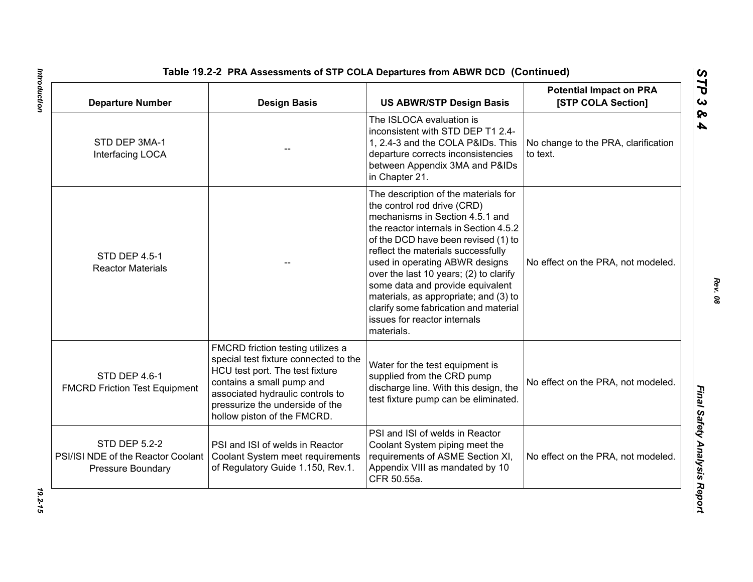**Table 19.2-2 PRA Assessments of STP COLA Departures from ABWR DCD (Continued)**

| Departure Number | Design Basis | US ABWR/STP Design Basis | Potential Impact on PRA [STP COLA Section] |
|---|---|---|---|
| STD DEP 3MA-1 Interfacing LOCA | -- | The ISLOCA evaluation is inconsistent with STD DEP T1 2.4-1, 2.4-3 and the COLA P&IDs. This departure corrects inconsistencies between Appendix 3MA and P&IDs in Chapter 21. | No change to the PRA, clarification to text. |
| STD DEP 4.5-1 Reactor Materials | -- | The description of the materials for the control rod drive (CRD) mechanisms in Section 4.5.1 and the reactor internals in Section 4.5.2 of the DCD have been revised (1) to reflect the materials successfully used in operating ABWR designs over the last 10 years; (2) to clarify some data and provide equivalent materials, as appropriate; and (3) to clarify some fabrication and material issues for reactor internals materials. | No effect on the PRA, not modeled. |
| STD DEP 4.6-1 FMCRD Friction Test Equipment | FMCRD friction testing utilizes a special test fixture connected to the HCU test port. The test fixture contains a small pump and associated hydraulic controls to pressurize the underside of the hollow piston of the FMCRD. | Water for the test equipment is supplied from the CRD pump discharge line. With this design, the test fixture pump can be eliminated. | No effect on the PRA, not modeled. |
| STD DEP 5.2-2 PSI/ISI NDE of the Reactor Coolant Pressure Boundary | PSI and ISI of welds in Reactor Coolant System meet requirements of Regulatory Guide 1.150, Rev.1. | PSI and ISI of welds in Reactor Coolant System piping meet the requirements of ASME Section XI, Appendix VIII as mandated by 10 CFR 50.55a. | No effect on the PRA, not modeled. |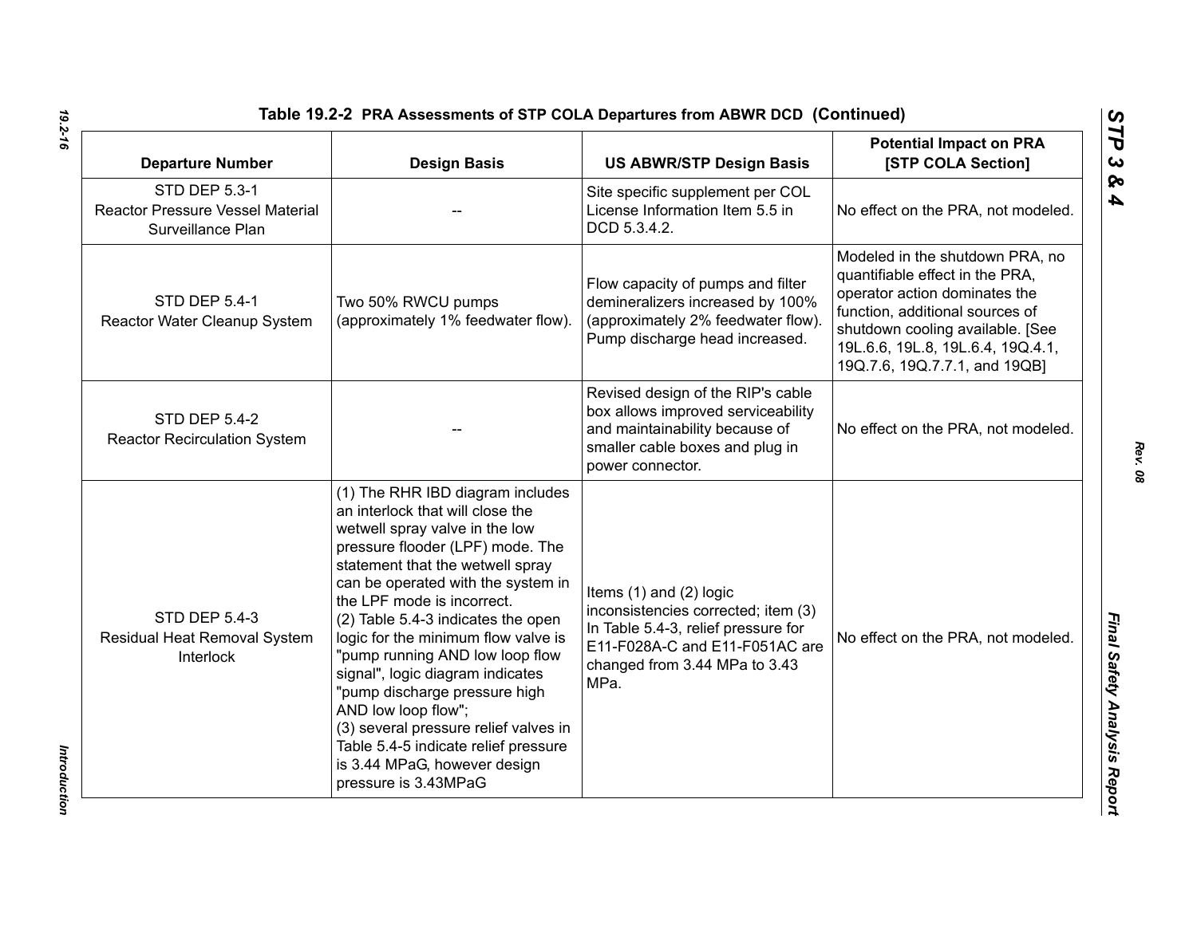**Table 19.2-2 PRA Assessments of STP COLA Departures from ABWR DCD (Continued)**

| Departure Number | Design Basis | US ABWR/STP Design Basis | Potential Impact on PRA [STP COLA Section] |
|---|---|---|---|
| STD DEP 5.3-1 Reactor Pressure Vessel Material Surveillance Plan | -- | Site specific supplement per COL License Information Item 5.5 in DCD 5.3.4.2. | No effect on the PRA, not modeled. |
| STD DEP 5.4-1 Reactor Water Cleanup System | Two 50% RWCU pumps (approximately 1% feedwater flow). | Flow capacity of pumps and filter demineralizers increased by 100% (approximately 2% feedwater flow). Pump discharge head increased. | Modeled in the shutdown PRA, no quantifiable effect in the PRA, operator action dominates the function, additional sources of shutdown cooling available. [See 19L.6.6, 19L.8, 19L.6.4, 19Q.4.1, 19Q.7.6, 19Q.7.7.1, and 19QB] |
| STD DEP 5.4-2 Reactor Recirculation System | -- | Revised design of the RIP's cable box allows improved serviceability and maintainability because of smaller cable boxes and plug in power connector. | No effect on the PRA, not modeled. |
| STD DEP 5.4-3 Residual Heat Removal System Interlock | (1) The RHR IBD diagram includes an interlock that will close the wetwell spray valve in the low pressure flooder (LPF) mode. The statement that the wetwell spray can be operated with the system in the LPF mode is incorrect.<br>(2) Table 5.4-3 indicates the open logic for the minimum flow valve is "pump running AND low loop flow signal", logic diagram indicates "pump discharge pressure high AND low loop flow";<br>(3) several pressure relief valves in Table 5.4-5 indicate relief pressure is 3.44 MPaG, however design pressure is 3.43MPaG | Items (1) and (2) logic inconsistencies corrected; item (3) In Table 5.4-3, relief pressure for E11-F028A-C and E11-F051AC are changed from 3.44 MPa to 3.43 MPa. | No effect on the PRA, not modeled. |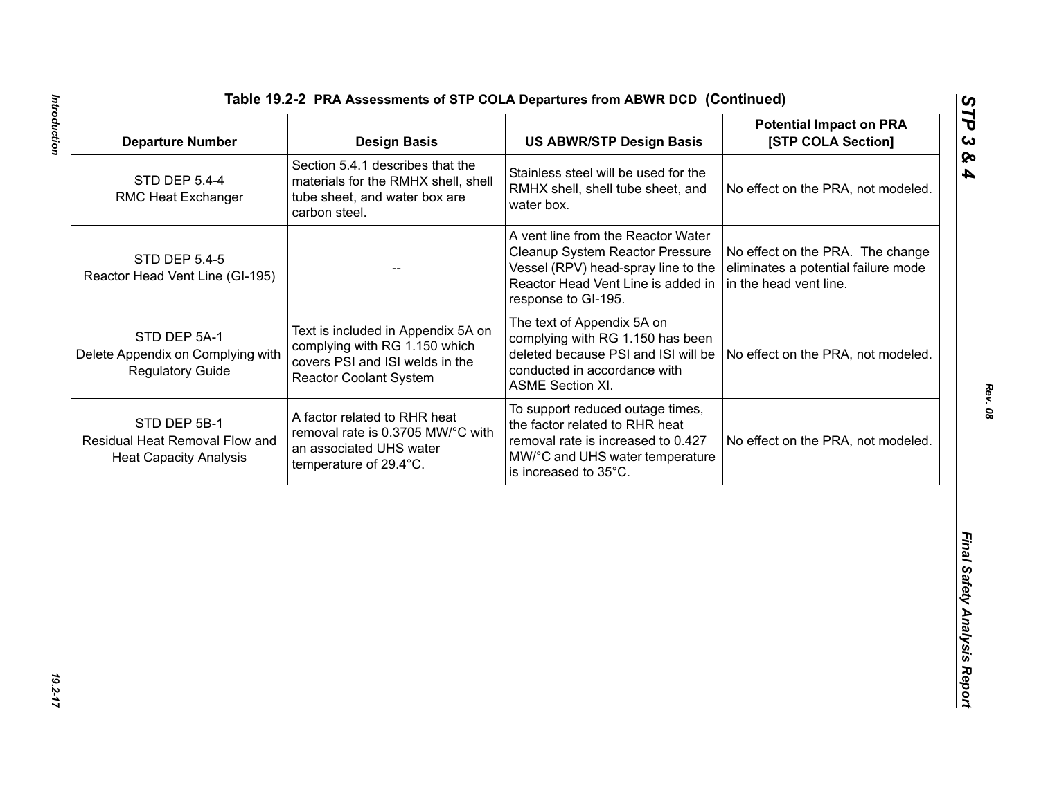## Table 19.2-2 PRA Assessments of STP COLA Departures from ABWR DCD (Continued)

| Departure Number | Design Basis | US ABWR/STP Design Basis | Potential Impact on PRA [STP COLA Section] |
|---|---|---|---|
| STD DEP 5.4-4 RMC Heat Exchanger | Section 5.4.1 describes that the materials for the RMHX shell, shell tube sheet, and water box are carbon steel. | Stainless steel will be used for the RMHX shell, shell tube sheet, and water box. | No effect on the PRA, not modeled. |
| STD DEP 5.4-5 Reactor Head Vent Line (GI-195) | -- | A vent line from the Reactor Water Cleanup System Reactor Pressure Vessel (RPV) head-spray line to the Reactor Head Vent Line is added in response to GI-195. | No effect on the PRA. The change eliminates a potential failure mode in the head vent line. |
| STD DEP 5A-1 Delete Appendix on Complying with Regulatory Guide | Text is included in Appendix 5A on complying with RG 1.150 which covers PSI and ISI welds in the Reactor Coolant System | The text of Appendix 5A on complying with RG 1.150 has been deleted because PSI and ISI will be conducted in accordance with ASME Section XI. | No effect on the PRA, not modeled. |
| STD DEP 5B-1 Residual Heat Removal Flow and Heat Capacity Analysis | A factor related to RHR heat removal rate is 0.3705 MW/°C with an associated UHS water temperature of 29.4°C. | To support reduced outage times, the factor related to RHR heat removal rate is increased to 0.427 MW/°C and UHS water temperature is increased to 35°C. | No effect on the PRA, not modeled. |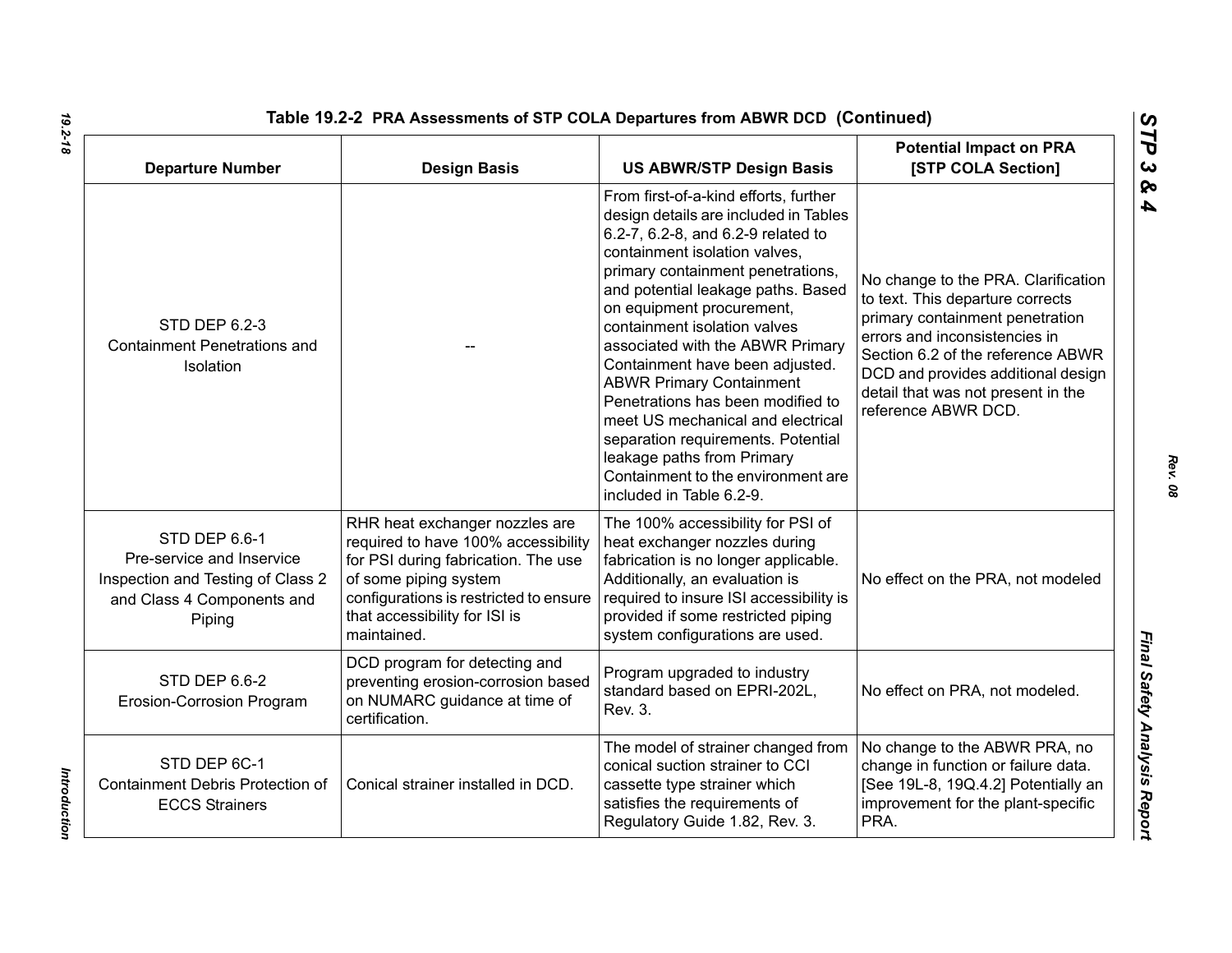## Table 19.2-2 PRA Assessments of STP COLA Departures from ABWR DCD (Continued)

| Departure Number | Design Basis | US ABWR/STP Design Basis | Potential Impact on PRA [STP COLA Section] |
|---|---|---|---|
| STD DEP 6.2-3 Containment Penetrations and Isolation | -- | From first-of-a-kind efforts, further design details are included in Tables 6.2-7, 6.2-8, and 6.2-9 related to containment isolation valves, primary containment penetrations, and potential leakage paths. Based on equipment procurement, containment isolation valves associated with the ABWR Primary Containment have been adjusted. ABWR Primary Containment Penetrations has been modified to meet US mechanical and electrical separation requirements. Potential leakage paths from Primary Containment to the environment are included in Table 6.2-9. | No change to the PRA. Clarification to text. This departure corrects primary containment penetration errors and inconsistencies in Section 6.2 of the reference ABWR DCD and provides additional design detail that was not present in the reference ABWR DCD. |
| STD DEP 6.6-1 Pre-service and Inservice Inspection and Testing of Class 2 and Class 4 Components and Piping | RHR heat exchanger nozzles are required to have 100% accessibility for PSI during fabrication. The use of some piping system configurations is restricted to ensure that accessibility for ISI is maintained. | The 100% accessibility for PSI of heat exchanger nozzles during fabrication is no longer applicable. Additionally, an evaluation is required to insure ISI accessibility is provided if some restricted piping system configurations are used. | No effect on the PRA, not modeled |
| STD DEP 6.6-2 Erosion-Corrosion Program | DCD program for detecting and preventing erosion-corrosion based on NUMARC guidance at time of certification. | Program upgraded to industry standard based on EPRI-202L, Rev. 3. | No effect on PRA, not modeled. |
| STD DEP 6C-1 Containment Debris Protection of ECCS Strainers | Conical strainer installed in DCD. | The model of strainer changed from conical suction strainer to CCI cassette type strainer which satisfies the requirements of Regulatory Guide 1.82, Rev. 3. | No change to the ABWR PRA, no change in function or failure data. [See 19L-8, 19Q.4.2] Potentially an improvement for the plant-specific PRA. |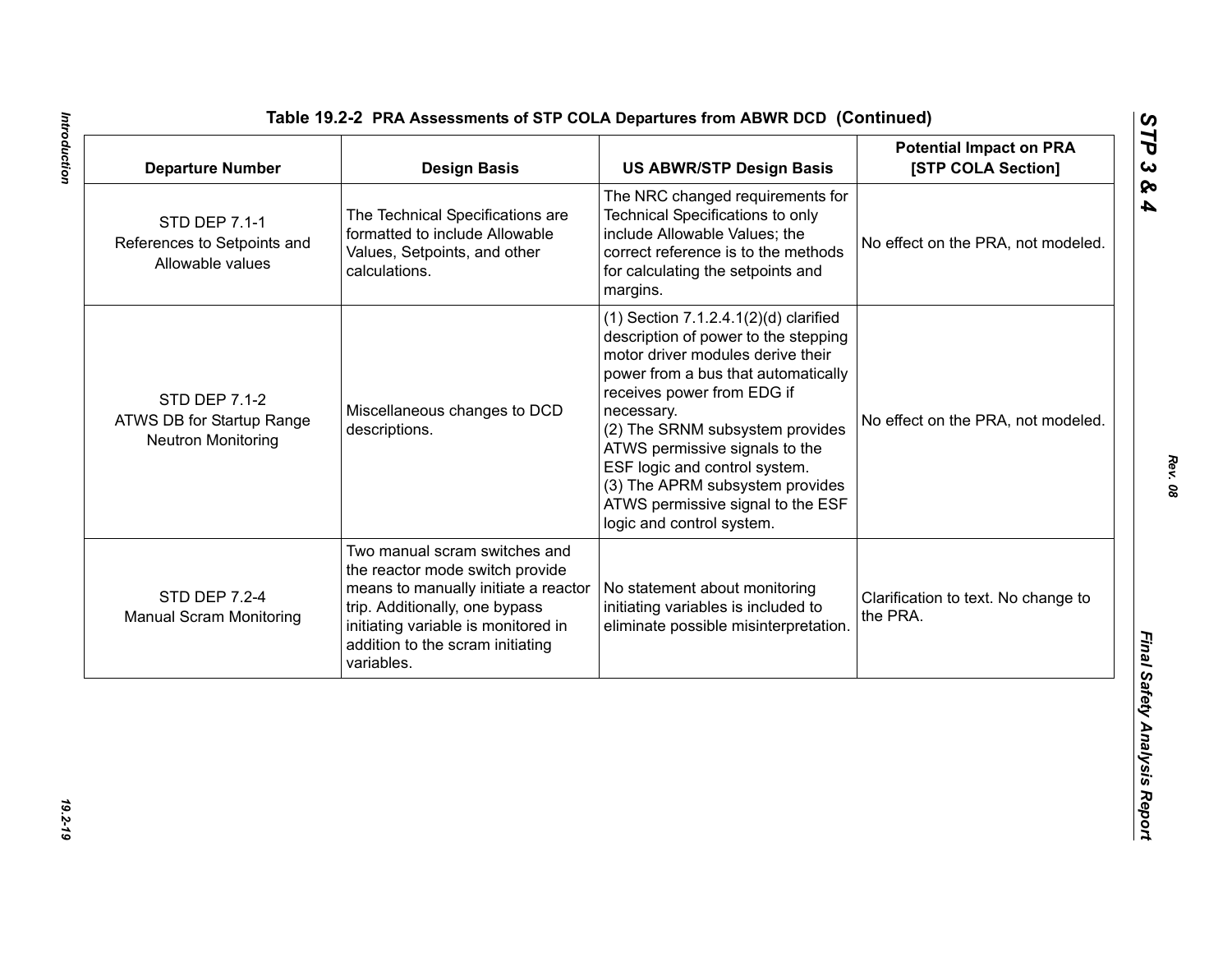**Table 19.2-2 PRA Assessments of STP COLA Departures from ABWR DCD (Continued)**

| Departure Number | Design Basis | US ABWR/STP Design Basis | Potential Impact on PRA [STP COLA Section] |
|---|---|---|---|
| STD DEP 7.1-1 References to Setpoints and Allowable values | The Technical Specifications are formatted to include Allowable Values, Setpoints, and other calculations. | The NRC changed requirements for Technical Specifications to only include Allowable Values; the correct reference is to the methods for calculating the setpoints and margins. | No effect on the PRA, not modeled. |
| STD DEP 7.1-2 ATWS DB for Startup Range Neutron Monitoring | Miscellaneous changes to DCD descriptions. | (1) Section 7.1.2.4.1(2)(d) clarified description of power to the stepping motor driver modules derive their power from a bus that automatically receives power from EDG if necessary. (2) The SRNM subsystem provides ATWS permissive signals to the ESF logic and control system. (3) The APRM subsystem provides ATWS permissive signal to the ESF logic and control system. | No effect on the PRA, not modeled. |
| STD DEP 7.2-4 Manual Scram Monitoring | Two manual scram switches and the reactor mode switch provide means to manually initiate a reactor trip. Additionally, one bypass initiating variable is monitored in addition to the scram initiating variables. | No statement about monitoring initiating variables is included to eliminate possible misinterpretation. | Clarification to text. No change to the PRA. |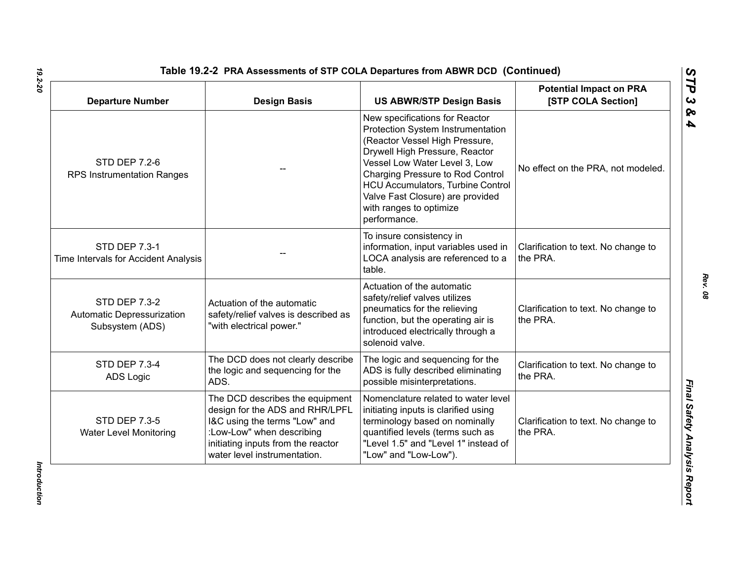**Table 19.2-2 PRA Assessments of STP COLA Departures from ABWR DCD (Continued)**

| Departure Number | Design Basis | US ABWR/STP Design Basis | Potential Impact on PRA [STP COLA Section] |
|---|---|---|---|
| STD DEP 7.2-6 RPS Instrumentation Ranges | -- | New specifications for Reactor Protection System Instrumentation (Reactor Vessel High Pressure, Drywell High Pressure, Reactor Vessel Low Water Level 3, Low Charging Pressure to Rod Control HCU Accumulators, Turbine Control Valve Fast Closure) are provided with ranges to optimize performance. | No effect on the PRA, not modeled. |
| STD DEP 7.3-1 Time Intervals for Accident Analysis | -- | To insure consistency in information, input variables used in LOCA analysis are referenced to a table. | Clarification to text. No change to the PRA. |
| STD DEP 7.3-2 Automatic Depressurization Subsystem (ADS) | Actuation of the automatic safety/relief valves is described as "with electrical power." | Actuation of the automatic safety/relief valves utilizes pneumatics for the relieving function, but the operating air is introduced electrically through a solenoid valve. | Clarification to text. No change to the PRA. |
| STD DEP 7.3-4 ADS Logic | The DCD does not clearly describe the logic and sequencing for the ADS. | The logic and sequencing for the ADS is fully described eliminating possible misinterpretations. | Clarification to text. No change to the PRA. |
| STD DEP 7.3-5 Water Level Monitoring | The DCD describes the equipment design for the ADS and RHR/LPFL I&C using the terms "Low" and :Low-Low" when describing initiating inputs from the reactor water level instrumentation. | Nomenclature related to water level initiating inputs is clarified using terminology based on nominally quantified levels (terms such as "Level 1.5" and "Level 1" instead of "Low" and "Low-Low"). | Clarification to text. No change to the PRA. |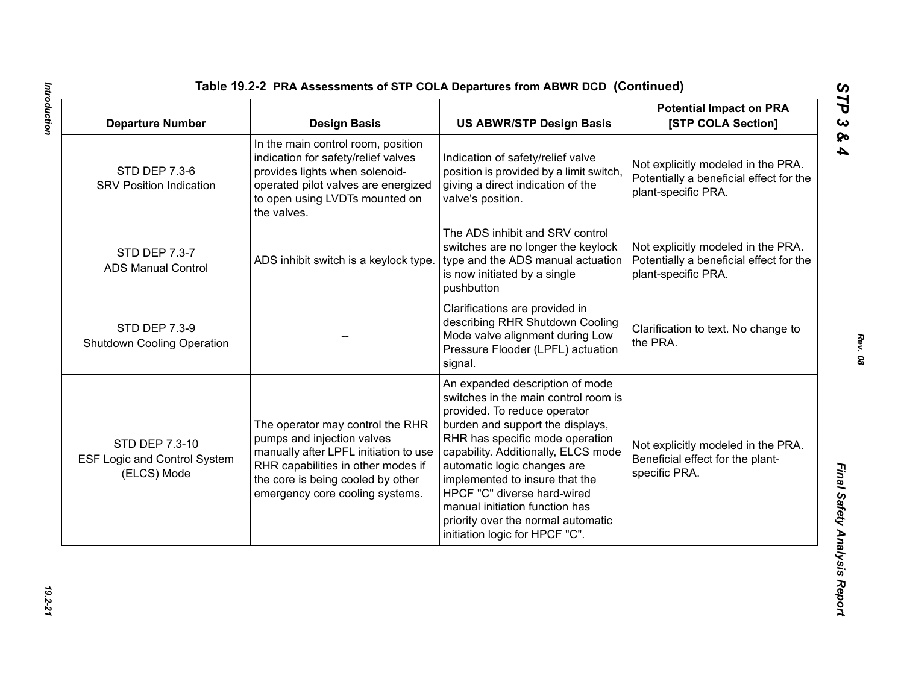**Table 19.2-2 PRA Assessments of STP COLA Departures from ABWR DCD (Continued)**

| Departure Number | Design Basis | US ABWR/STP Design Basis | Potential Impact on PRA [STP COLA Section] |
|---|---|---|---|
| STD DEP 7.3-6 SRV Position Indication | In the main control room, position indication for safety/relief valves provides lights when solenoid-operated pilot valves are energized to open using LVDTs mounted on the valves. | Indication of safety/relief valve position is provided by a limit switch, giving a direct indication of the valve's position. | Not explicitly modeled in the PRA. Potentially a beneficial effect for the plant-specific PRA. |
| STD DEP 7.3-7 ADS Manual Control | ADS inhibit switch is a keylock type. | The ADS inhibit and SRV control switches are no longer the keylock type and the ADS manual actuation is now initiated by a single pushbutton | Not explicitly modeled in the PRA. Potentially a beneficial effect for the plant-specific PRA. |
| STD DEP 7.3-9 Shutdown Cooling Operation | -- | Clarifications are provided in describing RHR Shutdown Cooling Mode valve alignment during Low Pressure Flooder (LPFL) actuation signal. | Clarification to text. No change to the PRA. |
| STD DEP 7.3-10 ESF Logic and Control System (ELCS) Mode | The operator may control the RHR pumps and injection valves manually after LPFL initiation to use RHR capabilities in other modes if the core is being cooled by other emergency core cooling systems. | An expanded description of mode switches in the main control room is provided. To reduce operator burden and support the displays, RHR has specific mode operation capability. Additionally, ELCS mode automatic logic changes are implemented to insure that the HPCF "C" diverse hard-wired manual initiation function has priority over the normal automatic initiation logic for HPCF "C". | Not explicitly modeled in the PRA. Beneficial effect for the plant-specific PRA. |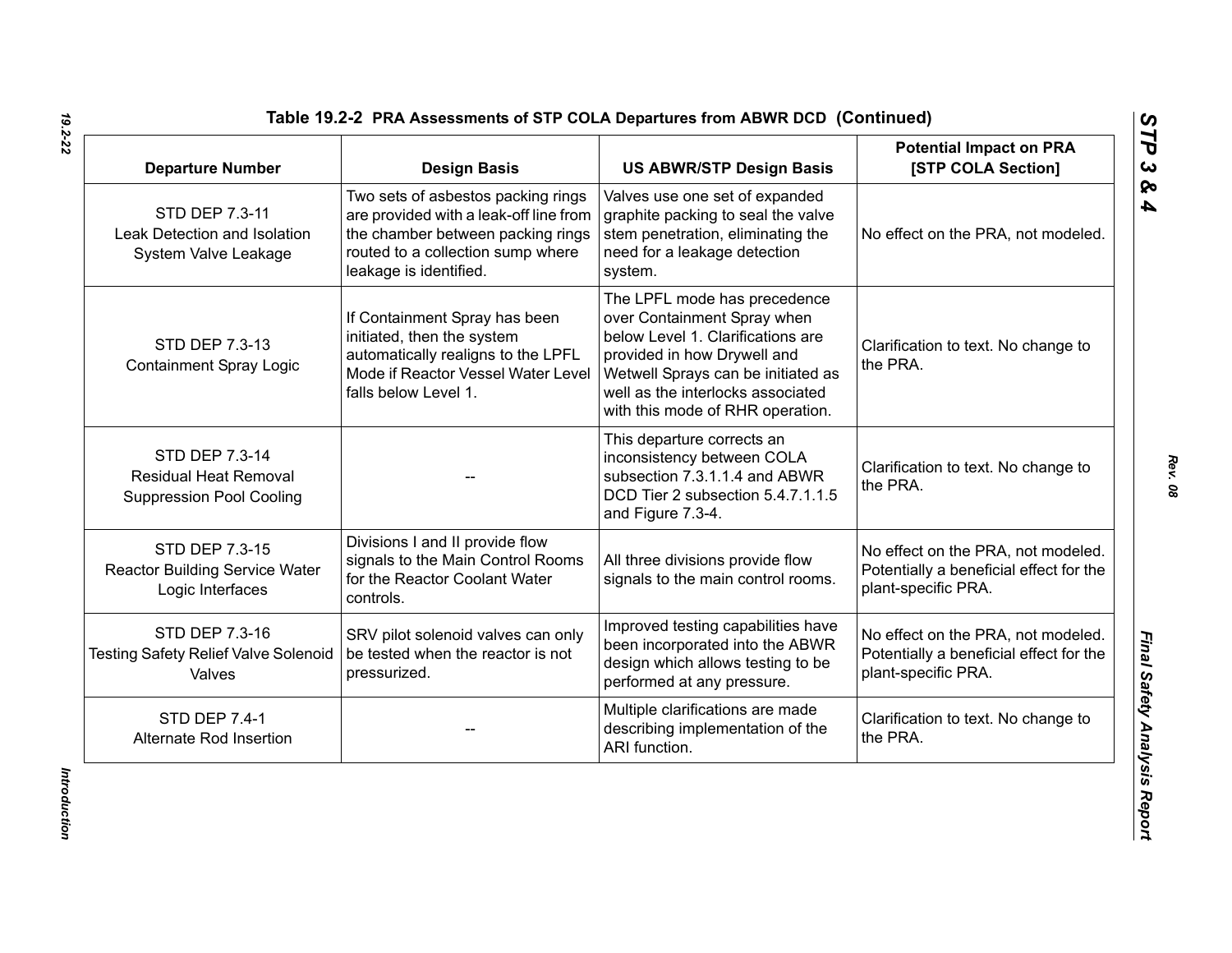## Table 19.2-2 PRA Assessments of STP COLA Departures from ABWR DCD (Continued)

| Departure Number | Design Basis | US ABWR/STP Design Basis | Potential Impact on PRA [STP COLA Section] |
|---|---|---|---|
| STD DEP 7.3-11 Leak Detection and Isolation System Valve Leakage | Two sets of asbestos packing rings are provided with a leak-off line from the chamber between packing rings routed to a collection sump where leakage is identified. | Valves use one set of expanded graphite packing to seal the valve stem penetration, eliminating the need for a leakage detection system. | No effect on the PRA, not modeled. |
| STD DEP 7.3-13 Containment Spray Logic | If Containment Spray has been initiated, then the system automatically realigns to the LPFL Mode if Reactor Vessel Water Level falls below Level 1. | The LPFL mode has precedence over Containment Spray when below Level 1. Clarifications are provided in how Drywell and Wetwell Sprays can be initiated as well as the interlocks associated with this mode of RHR operation. | Clarification to text. No change to the PRA. |
| STD DEP 7.3-14 Residual Heat Removal Suppression Pool Cooling | -- | This departure corrects an inconsistency between COLA subsection 7.3.1.1.4 and ABWR DCD Tier 2 subsection 5.4.7.1.1.5 and Figure 7.3-4. | Clarification to text. No change to the PRA. |
| STD DEP 7.3-15 Reactor Building Service Water Logic Interfaces | Divisions I and II provide flow signals to the Main Control Rooms for the Reactor Coolant Water controls. | All three divisions provide flow signals to the main control rooms. | No effect on the PRA, not modeled. Potentially a beneficial effect for the plant-specific PRA. |
| STD DEP 7.3-16 Testing Safety Relief Valve Solenoid Valves | SRV pilot solenoid valves can only be tested when the reactor is not pressurized. | Improved testing capabilities have been incorporated into the ABWR design which allows testing to be performed at any pressure. | No effect on the PRA, not modeled. Potentially a beneficial effect for the plant-specific PRA. |
| STD DEP 7.4-1 Alternate Rod Insertion | -- | Multiple clarifications are made describing implementation of the ARI function. | Clarification to text. No change to the PRA. |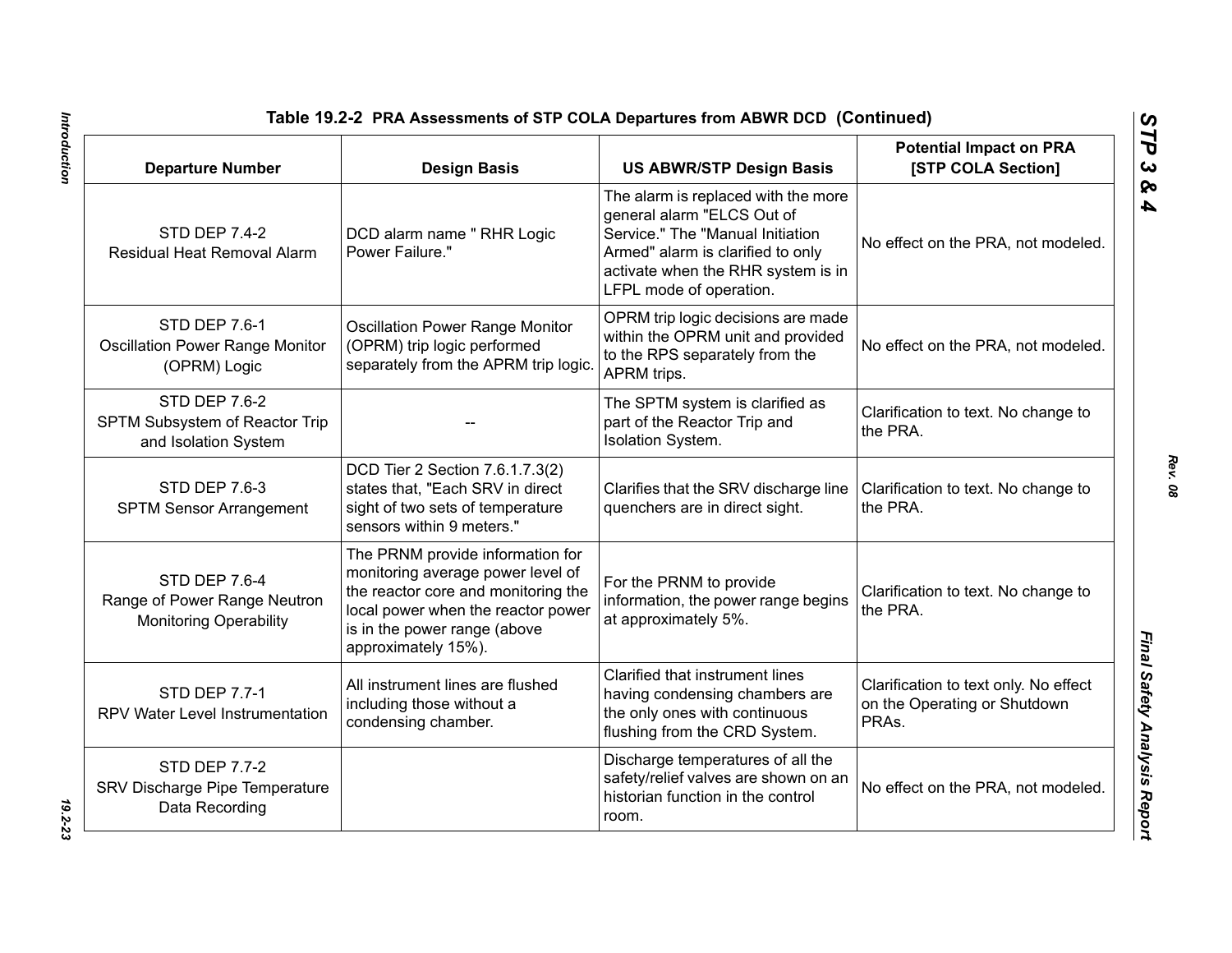**Table 19.2-2 PRA Assessments of STP COLA Departures from ABWR DCD (Continued)**

| Departure Number | Design Basis | US ABWR/STP Design Basis | Potential Impact on PRA [STP COLA Section] |
|---|---|---|---|
| STD DEP 7.4-2 Residual Heat Removal Alarm | DCD alarm name " RHR Logic Power Failure." | The alarm is replaced with the more general alarm "ELCS Out of Service." The "Manual Initiation Armed" alarm is clarified to only activate when the RHR system is in LFPL mode of operation. | No effect on the PRA, not modeled. |
| STD DEP 7.6-1 Oscillation Power Range Monitor (OPRM) Logic | Oscillation Power Range Monitor (OPRM) trip logic performed separately from the APRM trip logic. | OPRM trip logic decisions are made within the OPRM unit and provided to the RPS separately from the APRM trips. | No effect on the PRA, not modeled. |
| STD DEP 7.6-2 SPTM Subsystem of Reactor Trip and Isolation System | -- | The SPTM system is clarified as part of the Reactor Trip and Isolation System. | Clarification to text. No change to the PRA. |
| STD DEP 7.6-3 SPTM Sensor Arrangement | DCD Tier 2 Section 7.6.1.7.3(2) states that, "Each SRV in direct sight of two sets of temperature sensors within 9 meters." | Clarifies that the SRV discharge line quenchers are in direct sight. | Clarification to text. No change to the PRA. |
| STD DEP 7.6-4 Range of Power Range Neutron Monitoring Operability | The PRNM provide information for monitoring average power level of the reactor core and monitoring the local power when the reactor power is in the power range (above approximately 15%). | For the PRNM to provide information, the power range begins at approximately 5%. | Clarification to text. No change to the PRA. |
| STD DEP 7.7-1 RPV Water Level Instrumentation | All instrument lines are flushed including those without a condensing chamber. | Clarified that instrument lines having condensing chambers are the only ones with continuous flushing from the CRD System. | Clarification to text only. No effect on the Operating or Shutdown PRAs. |
| STD DEP 7.7-2 SRV Discharge Pipe Temperature Data Recording | | Discharge temperatures of all the safety/relief valves are shown on an historian function in the control room. | No effect on the PRA, not modeled. |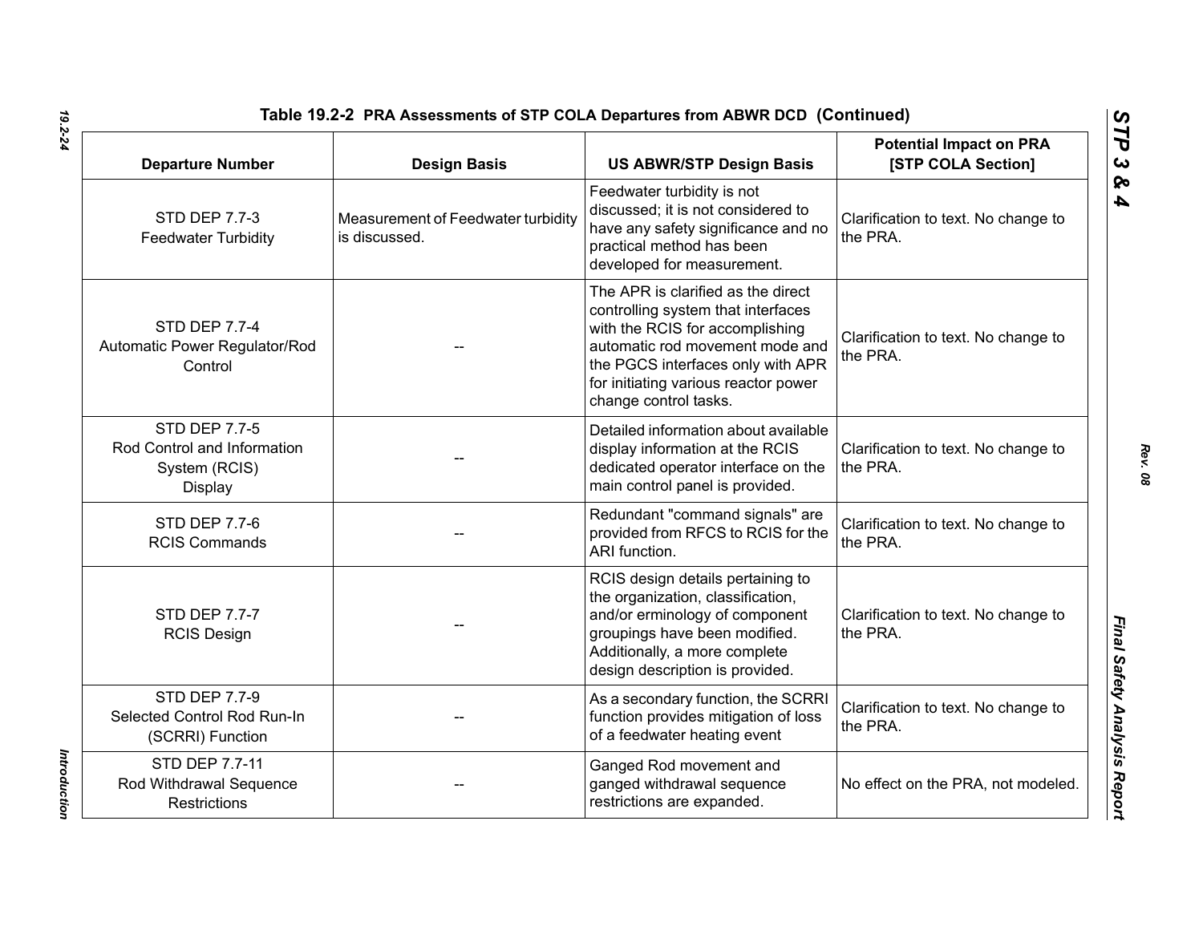**Table 19.2-2 PRA Assessments of STP COLA Departures from ABWR DCD (Continued)**

| Departure Number | Design Basis | US ABWR/STP Design Basis | Potential Impact on PRA [STP COLA Section] |
|---|---|---|---|
| STD DEP 7.7-3 Feedwater Turbidity | Measurement of Feedwater turbidity is discussed. | Feedwater turbidity is not discussed; it is not considered to have any safety significance and no practical method has been developed for measurement. | Clarification to text. No change to the PRA. |
| STD DEP 7.7-4 Automatic Power Regulator/Rod Control | -- | The APR is clarified as the direct controlling system that interfaces with the RCIS for accomplishing automatic rod movement mode and the PGCS interfaces only with APR for initiating various reactor power change control tasks. | Clarification to text. No change to the PRA. |
| STD DEP 7.7-5 Rod Control and Information System (RCIS) Display | -- | Detailed information about available display information at the RCIS dedicated operator interface on the main control panel is provided. | Clarification to text. No change to the PRA. |
| STD DEP 7.7-6 RCIS Commands | -- | Redundant "command signals" are provided from RFCS to RCIS for the ARI function. | Clarification to text. No change to the PRA. |
| STD DEP 7.7-7 RCIS Design | -- | RCIS design details pertaining to the organization, classification, and/or erminology of component groupings have been modified. Additionally, a more complete design description is provided. | Clarification to text. No change to the PRA. |
| STD DEP 7.7-9 Selected Control Rod Run-In (SCRRI) Function | -- | As a secondary function, the SCRRI function provides mitigation of loss of a feedwater heating event | Clarification to text. No change to the PRA. |
| STD DEP 7.7-11 Rod Withdrawal Sequence Restrictions | -- | Ganged Rod movement and ganged withdrawal sequence restrictions are expanded. | No effect on the PRA, not modeled. |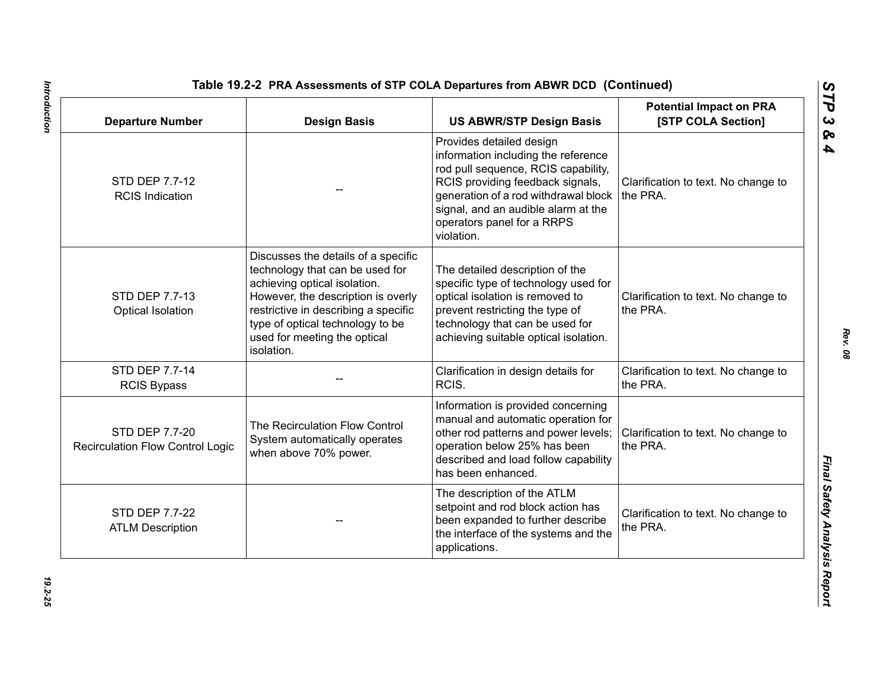**Table 19.2-2 PRA Assessments of STP COLA Departures from ABWR DCD (Continued)**

| Departure Number | Design Basis | US ABWR/STP Design Basis | Potential Impact on PRA [STP COLA Section] |
|---|---|---|---|
| STD DEP 7.7-12 RCIS Indication | -- | Provides detailed design information including the reference rod pull sequence, RCIS capability, RCIS providing feedback signals, generation of a rod withdrawal block signal, and an audible alarm at the operators panel for a RRPS violation. | Clarification to text. No change to the PRA. |
| STD DEP 7.7-13 Optical Isolation | Discusses the details of a specific technology that can be used for achieving optical isolation. However, the description is overly restrictive in describing a specific type of optical technology to be used for meeting the optical isolation. | The detailed description of the specific type of technology used for optical isolation is removed to prevent restricting the type of technology that can be used for achieving suitable optical isolation. | Clarification to text. No change to the PRA. |
| STD DEP 7.7-14 RCIS Bypass | -- | Clarification in design details for RCIS. | Clarification to text. No change to the PRA. |
| STD DEP 7.7-20 Recirculation Flow Control Logic | The Recirculation Flow Control System automatically operates when above 70% power. | Information is provided concerning manual and automatic operation for other rod patterns and power levels; operation below 25% has been described and load follow capability has been enhanced. | Clarification to text. No change to the PRA. |
| STD DEP 7.7-22 ATLM Description | -- | The description of the ATLM setpoint and rod block action has been expanded to further describe the interface of the systems and the applications. | Clarification to text. No change to the PRA. |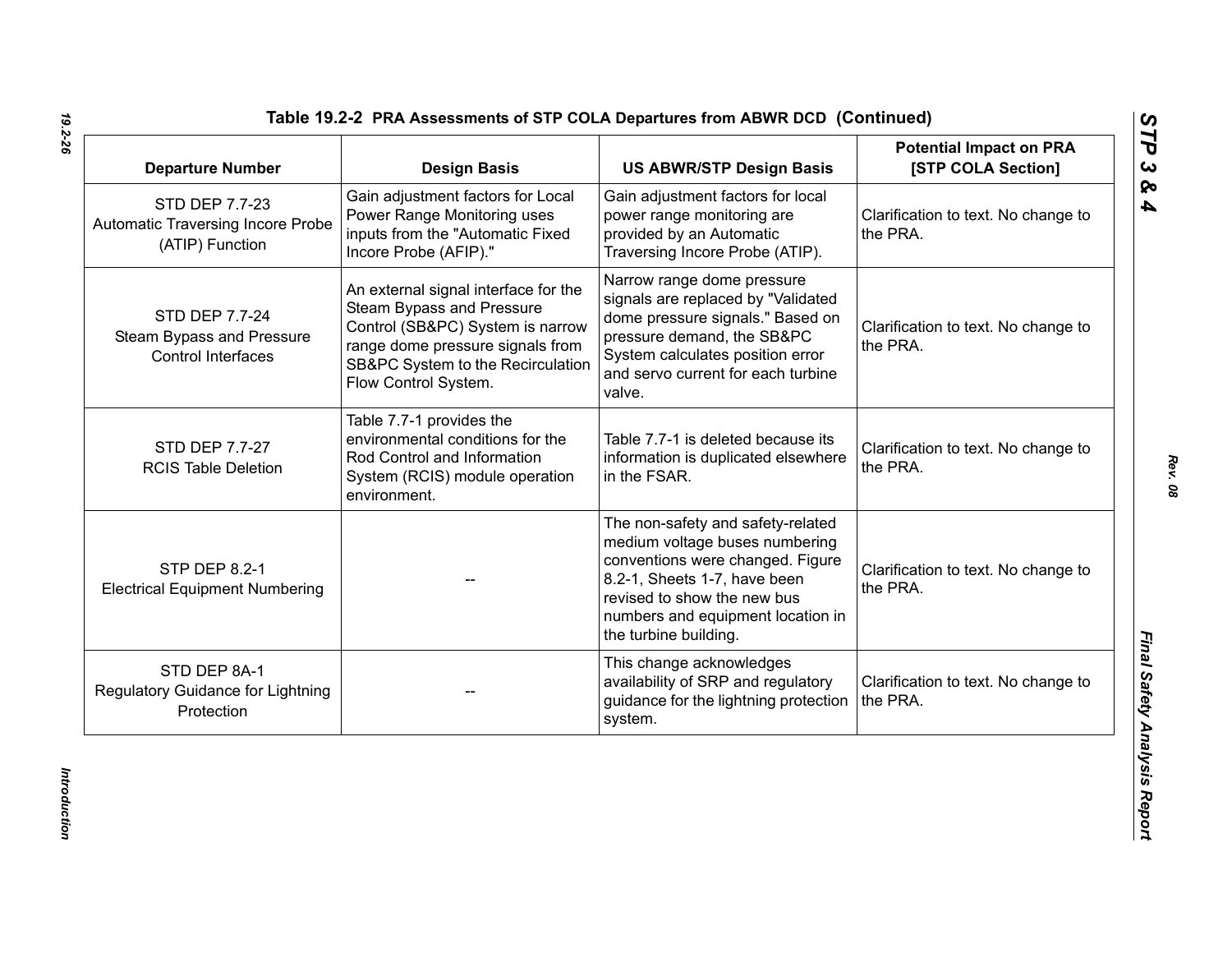**Table 19.2-2 PRA Assessments of STP COLA Departures from ABWR DCD (Continued)**

| Departure Number | Design Basis | US ABWR/STP Design Basis | Potential Impact on PRA [STP COLA Section] |
|---|---|---|---|
| STD DEP 7.7-23 Automatic Traversing Incore Probe (ATIP) Function | Gain adjustment factors for Local Power Range Monitoring uses inputs from the "Automatic Fixed Incore Probe (AFIP)." | Gain adjustment factors for local power range monitoring are provided by an Automatic Traversing Incore Probe (ATIP). | Clarification to text. No change to the PRA. |
| STD DEP 7.7-24 Steam Bypass and Pressure Control Interfaces | An external signal interface for the Steam Bypass and Pressure Control (SB&PC) System is narrow range dome pressure signals from SB&PC System to the Recirculation Flow Control System. | Narrow range dome pressure signals are replaced by "Validated dome pressure signals." Based on pressure demand, the SB&PC System calculates position error and servo current for each turbine valve. | Clarification to text. No change to the PRA. |
| STD DEP 7.7-27 RCIS Table Deletion | Table 7.7-1 provides the environmental conditions for the Rod Control and Information System (RCIS) module operation environment. | Table 7.7-1 is deleted because its information is duplicated elsewhere in the FSAR. | Clarification to text. No change to the PRA. |
| STP DEP 8.2-1 Electrical Equipment Numbering | -- | The non-safety and safety-related medium voltage buses numbering conventions were changed. Figure 8.2-1, Sheets 1-7, have been revised to show the new bus numbers and equipment location in the turbine building. | Clarification to text. No change to the PRA. |
| STD DEP 8A-1 Regulatory Guidance for Lightning Protection | -- | This change acknowledges availability of SRP and regulatory guidance for the lightning protection system. | Clarification to text. No change to the PRA. |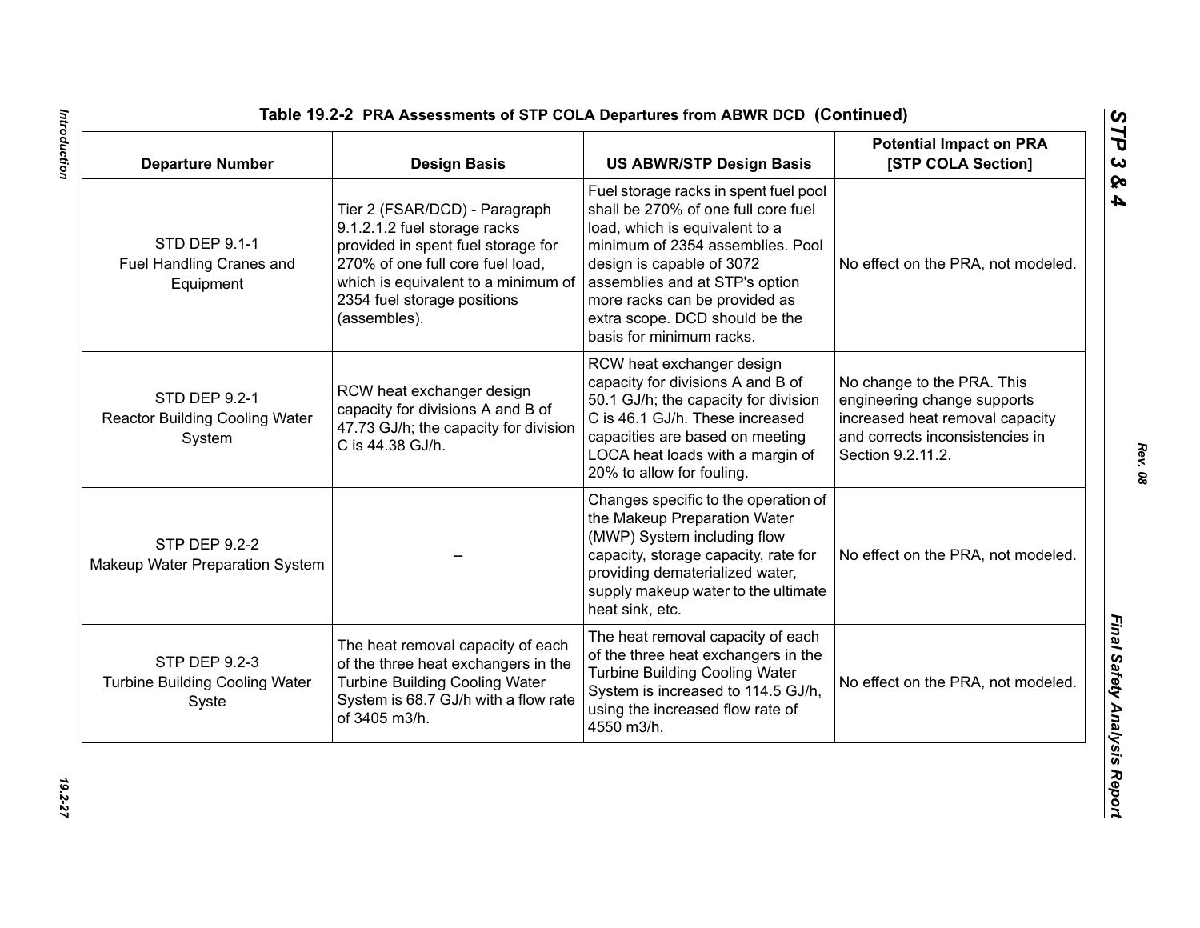**Table 19.2-2 PRA Assessments of STP COLA Departures from ABWR DCD (Continued)**

| Departure Number | Design Basis | US ABWR/STP Design Basis | Potential Impact on PRA [STP COLA Section] |
|---|---|---|---|
| STD DEP 9.1-1 Fuel Handling Cranes and Equipment | Tier 2 (FSAR/DCD) - Paragraph 9.1.2.1.2 fuel storage racks provided in spent fuel storage for 270% of one full core fuel load, which is equivalent to a minimum of 2354 fuel storage positions (assembles). | Fuel storage racks in spent fuel pool shall be 270% of one full core fuel load, which is equivalent to a minimum of 2354 assemblies. Pool design is capable of 3072 assemblies and at STP's option more racks can be provided as extra scope. DCD should be the basis for minimum racks. | No effect on the PRA, not modeled. |
| STD DEP 9.2-1 Reactor Building Cooling Water System | RCW heat exchanger design capacity for divisions A and B of 47.73 GJ/h; the capacity for division C is 44.38 GJ/h. | RCW heat exchanger design capacity for divisions A and B of 50.1 GJ/h; the capacity for division C is 46.1 GJ/h. These increased capacities are based on meeting LOCA heat loads with a margin of 20% to allow for fouling. | No change to the PRA. This engineering change supports increased heat removal capacity and corrects inconsistencies in Section 9.2.11.2. |
| STP DEP 9.2-2 Makeup Water Preparation System | -- | Changes specific to the operation of the Makeup Preparation Water (MWP) System including flow capacity, storage capacity, rate for providing dematerialized water, supply makeup water to the ultimate heat sink, etc. | No effect on the PRA, not modeled. |
| STP DEP 9.2-3 Turbine Building Cooling Water Syste | The heat removal capacity of each of the three heat exchangers in the Turbine Building Cooling Water System is 68.7 GJ/h with a flow rate of 3405 m3/h. | The heat removal capacity of each of the three heat exchangers in the Turbine Building Cooling Water System is increased to 114.5 GJ/h, using the increased flow rate of 4550 m3/h. | No effect on the PRA, not modeled. |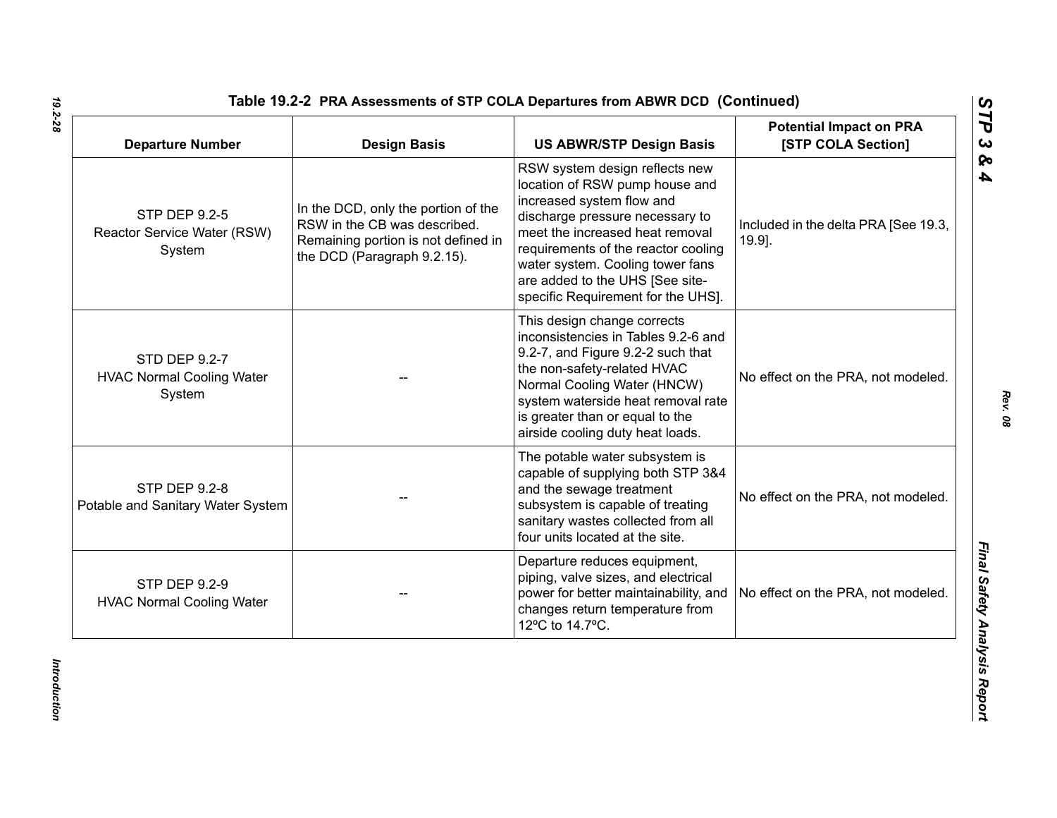**Table 19.2-2 PRA Assessments of STP COLA Departures from ABWR DCD (Continued)**

| Departure Number | Design Basis | US ABWR/STP Design Basis | Potential Impact on PRA [STP COLA Section] |
|---|---|---|---|
| STP DEP 9.2-5 Reactor Service Water (RSW) System | In the DCD, only the portion of the RSW in the CB was described. Remaining portion is not defined in the DCD (Paragraph 9.2.15). | RSW system design reflects new location of RSW pump house and increased system flow and discharge pressure necessary to meet the increased heat removal requirements of the reactor cooling water system. Cooling tower fans are added to the UHS [See site-specific Requirement for the UHS]. | Included in the delta PRA [See 19.3, 19.9]. |
| STD DEP 9.2-7 HVAC Normal Cooling Water System | -- | This design change corrects inconsistencies in Tables 9.2-6 and 9.2-7, and Figure 9.2-2 such that the non-safety-related HVAC Normal Cooling Water (HNCW) system waterside heat removal rate is greater than or equal to the airside cooling duty heat loads. | No effect on the PRA, not modeled. |
| STP DEP 9.2-8 Potable and Sanitary Water System | -- | The potable water subsystem is capable of supplying both STP 3&4 and the sewage treatment subsystem is capable of treating sanitary wastes collected from all four units located at the site. | No effect on the PRA, not modeled. |
| STP DEP 9.2-9 HVAC Normal Cooling Water | -- | Departure reduces equipment, piping, valve sizes, and electrical power for better maintainability, and changes return temperature from 12ºC to 14.7ºC. | No effect on the PRA, not modeled. |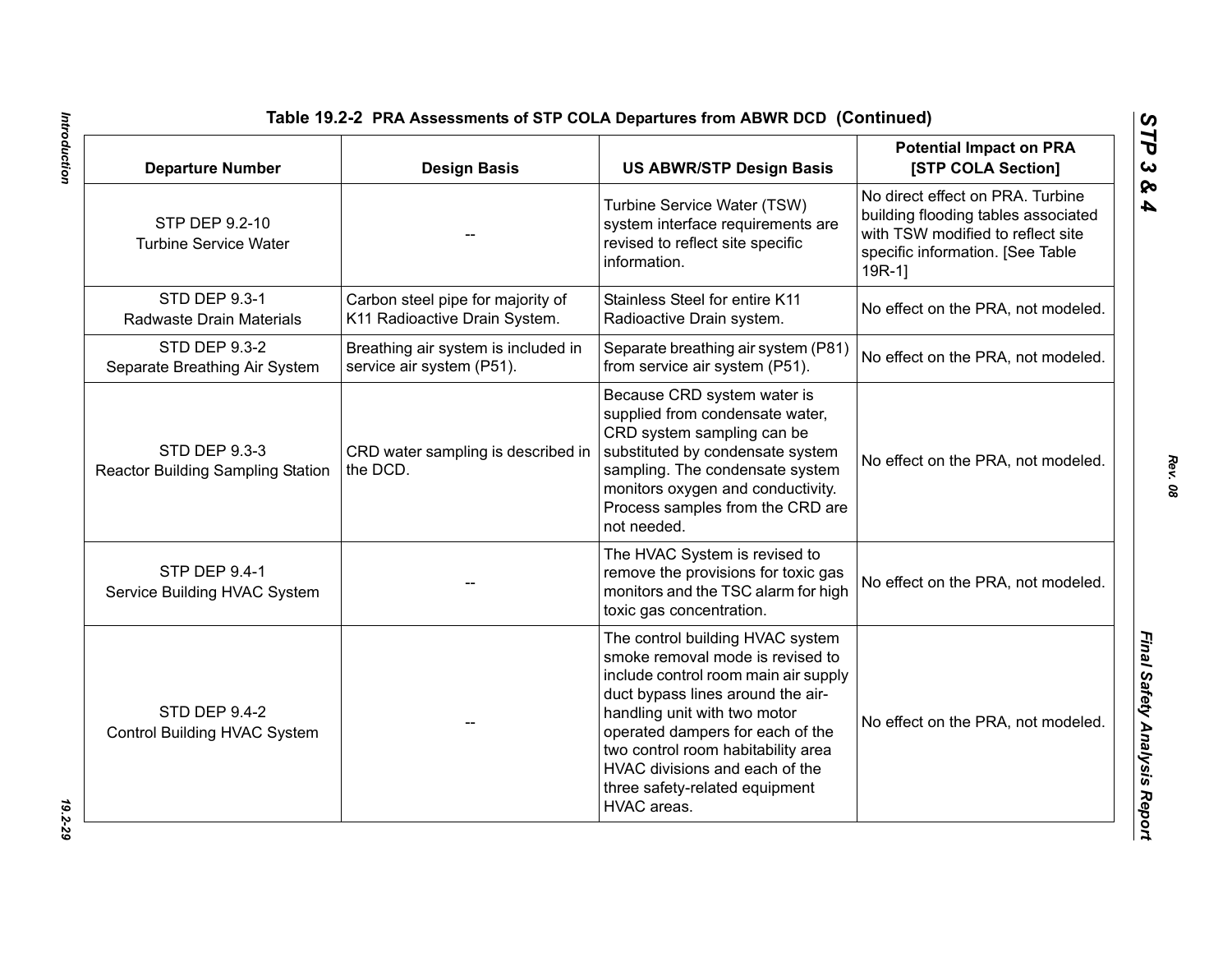### Table 19.2-2 PRA Assessments of STP COLA Departures from ABWR DCD (Continued)

| Departure Number | Design Basis | US ABWR/STP Design Basis | Potential Impact on PRA [STP COLA Section] |
|---|---|---|---|
| STP DEP 9.2-10 Turbine Service Water | -- | Turbine Service Water (TSW) system interface requirements are revised to reflect site specific information. | No direct effect on PRA. Turbine building flooding tables associated with TSW modified to reflect site specific information. [See Table 19R-1] |
| STD DEP 9.3-1 Radwaste Drain Materials | Carbon steel pipe for majority of K11 Radioactive Drain System. | Stainless Steel for entire K11 Radioactive Drain system. | No effect on the PRA, not modeled. |
| STD DEP 9.3-2 Separate Breathing Air System | Breathing air system is included in service air system (P51). | Separate breathing air system (P81) from service air system (P51). | No effect on the PRA, not modeled. |
| STD DEP 9.3-3 Reactor Building Sampling Station | CRD water sampling is described in the DCD. | Because CRD system water is supplied from condensate water, CRD system sampling can be substituted by condensate system sampling. The condensate system monitors oxygen and conductivity. Process samples from the CRD are not needed. | No effect on the PRA, not modeled. |
| STP DEP 9.4-1 Service Building HVAC System | -- | The HVAC System is revised to remove the provisions for toxic gas monitors and the TSC alarm for high toxic gas concentration. | No effect on the PRA, not modeled. |
| STD DEP 9.4-2 Control Building HVAC System | -- | The control building HVAC system smoke removal mode is revised to include control room main air supply duct bypass lines around the air-handling unit with two motor operated dampers for each of the two control room habitability area HVAC divisions and each of the three safety-related equipment HVAC areas. | No effect on the PRA, not modeled. |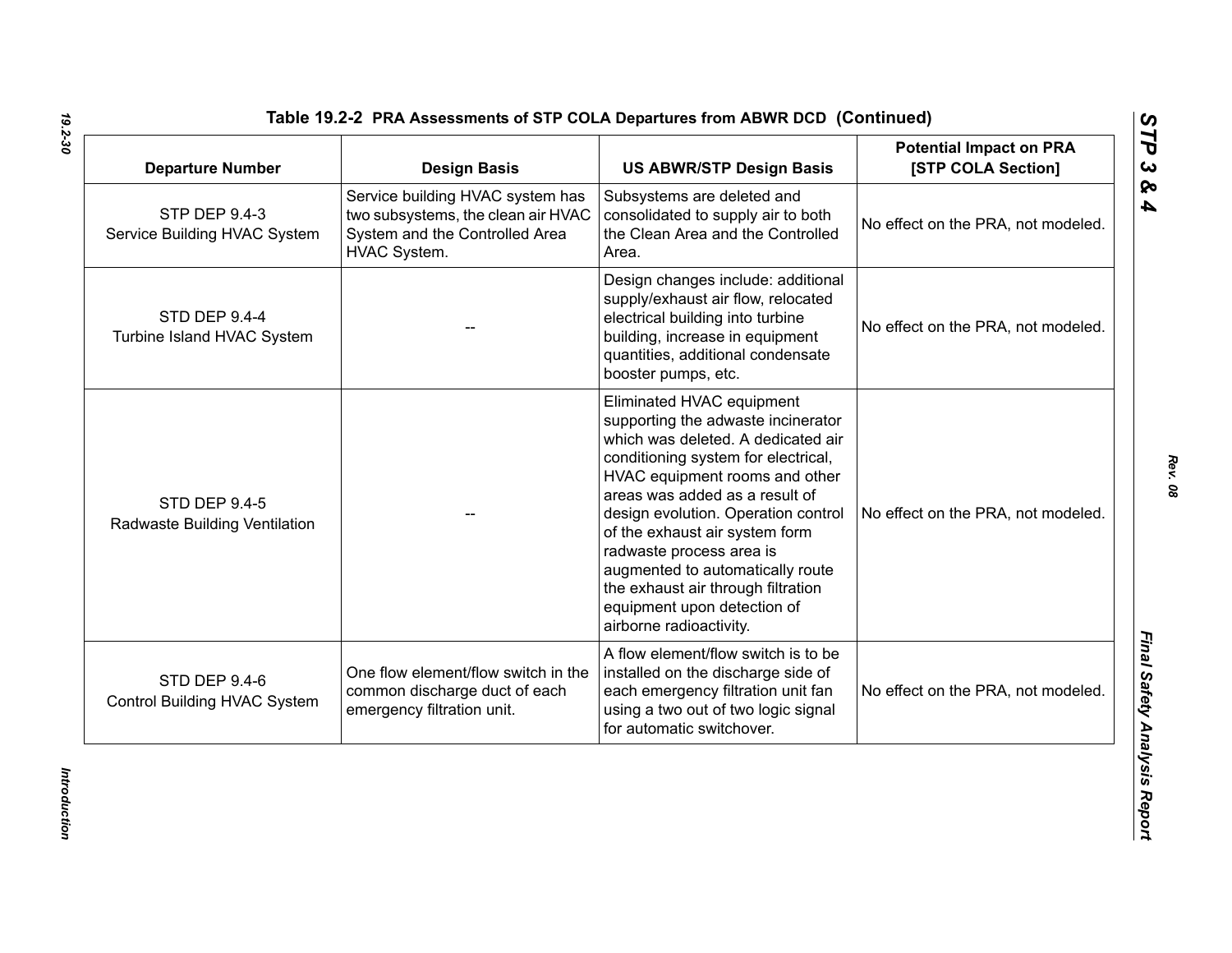## Table 19.2-2 PRA Assessments of STP COLA Departures from ABWR DCD (Continued)

| Departure Number | Design Basis | US ABWR/STP Design Basis | Potential Impact on PRA [STP COLA Section] |
|---|---|---|---|
| STP DEP 9.4-3 Service Building HVAC System | Service building HVAC system has two subsystems, the clean air HVAC System and the Controlled Area HVAC System. | Subsystems are deleted and consolidated to supply air to both the Clean Area and the Controlled Area. | No effect on the PRA, not modeled. |
| STD DEP 9.4-4 Turbine Island HVAC System | -- | Design changes include: additional supply/exhaust air flow, relocated electrical building into turbine building, increase in equipment quantities, additional condensate booster pumps, etc. | No effect on the PRA, not modeled. |
| STD DEP 9.4-5 Radwaste Building Ventilation | -- | Eliminated HVAC equipment supporting the adwaste incinerator which was deleted. A dedicated air conditioning system for electrical, HVAC equipment rooms and other areas was added as a result of design evolution. Operation control of the exhaust air system form radwaste process area is augmented to automatically route the exhaust air through filtration equipment upon detection of airborne radioactivity. | No effect on the PRA, not modeled. |
| STD DEP 9.4-6 Control Building HVAC System | One flow element/flow switch in the common discharge duct of each emergency filtration unit. | A flow element/flow switch is to be installed on the discharge side of each emergency filtration unit fan using a two out of two logic signal for automatic switchover. | No effect on the PRA, not modeled. |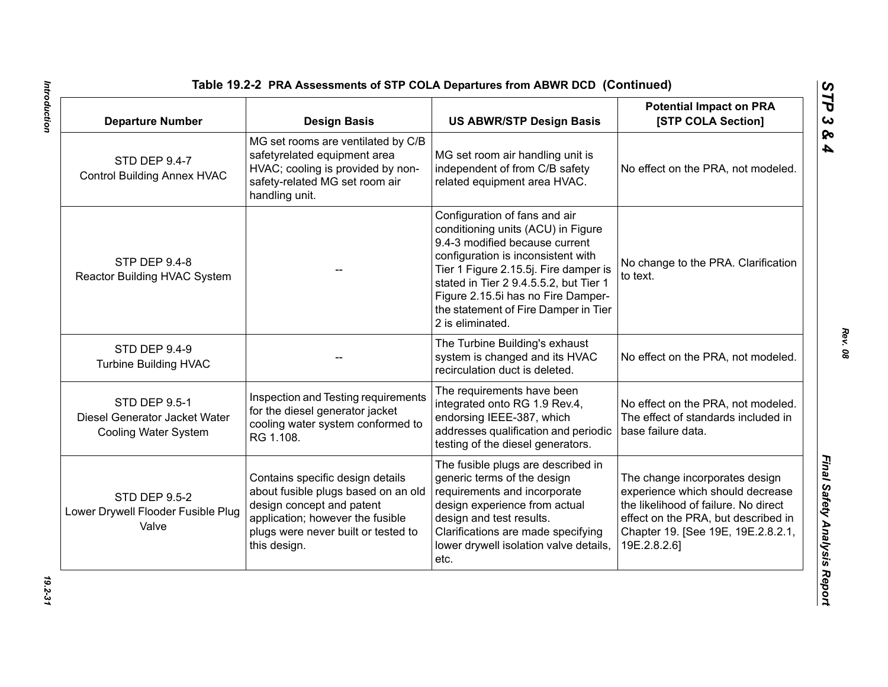**Table 19.2-2 PRA Assessments of STP COLA Departures from ABWR DCD (Continued)**

| Departure Number | Design Basis | US ABWR/STP Design Basis | Potential Impact on PRA [STP COLA Section] |
|---|---|---|---|
| STD DEP 9.4-7 Control Building Annex HVAC | MG set rooms are ventilated by C/B safetyrelated equipment area HVAC; cooling is provided by non-safety-related MG set room air handling unit. | MG set room air handling unit is independent of from C/B safety related equipment area HVAC. | No effect on the PRA, not modeled. |
| STP DEP 9.4-8 Reactor Building HVAC System | -- | Configuration of fans and air conditioning units (ACU) in Figure 9.4-3 modified because current configuration is inconsistent with Tier 1 Figure 2.15.5j. Fire damper is stated in Tier 2 9.4.5.5.2, but Tier 1 Figure 2.15.5i has no Fire Damper-the statement of Fire Damper in Tier 2 is eliminated. | No change to the PRA. Clarification to text. |
| STD DEP 9.4-9 Turbine Building HVAC | -- | The Turbine Building's exhaust system is changed and its HVAC recirculation duct is deleted. | No effect on the PRA, not modeled. |
| STD DEP 9.5-1 Diesel Generator Jacket Water Cooling Water System | Inspection and Testing requirements for the diesel generator jacket cooling water system conformed to RG 1.108. | The requirements have been integrated onto RG 1.9 Rev.4, endorsing IEEE-387, which addresses qualification and periodic testing of the diesel generators. | No effect on the PRA, not modeled. The effect of standards included in base failure data. |
| STD DEP 9.5-2 Lower Drywell Flooder Fusible Plug Valve | Contains specific design details about fusible plugs based on an old design concept and patent application; however the fusible plugs were never built or tested to this design. | The fusible plugs are described in generic terms of the design requirements and incorporate design experience from actual design and test results. Clarifications are made specifying lower drywell isolation valve details, etc. | The change incorporates design experience which should decrease the likelihood of failure. No direct effect on the PRA, but described in Chapter 19. [See 19E, 19E.2.8.2.1, 19E.2.8.2.6] |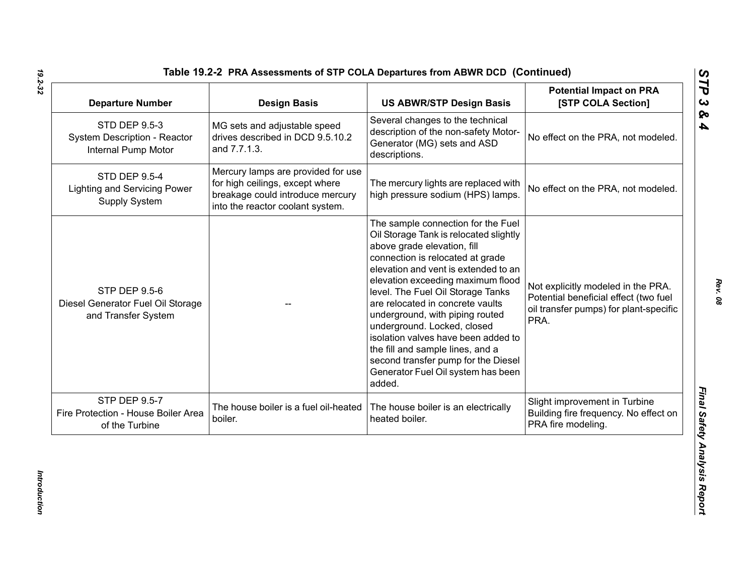Table 19.2-2 PRA Assessments of STP COLA Departures from ABWR DCD (Continued)

| Departure Number | Design Basis | US ABWR/STP Design Basis | Potential Impact on PRA [STP COLA Section] |
|---|---|---|---|
| STD DEP 9.5-3 System Description - Reactor Internal Pump Motor | MG sets and adjustable speed drives described in DCD 9.5.10.2 and 7.7.1.3. | Several changes to the technical description of the non-safety Motor-Generator (MG) sets and ASD descriptions. | No effect on the PRA, not modeled. |
| STD DEP 9.5-4 Lighting and Servicing Power Supply System | Mercury lamps are provided for use for high ceilings, except where breakage could introduce mercury into the reactor coolant system. | The mercury lights are replaced with high pressure sodium (HPS) lamps. | No effect on the PRA, not modeled. |
| STP DEP 9.5-6 Diesel Generator Fuel Oil Storage and Transfer System | -- | The sample connection for the Fuel Oil Storage Tank is relocated slightly above grade elevation, fill connection is relocated at grade elevation and vent is extended to an elevation exceeding maximum flood level. The Fuel Oil Storage Tanks are relocated in concrete vaults underground, with piping routed underground. Locked, closed isolation valves have been added to the fill and sample lines, and a second transfer pump for the Diesel Generator Fuel Oil system has been added. | Not explicitly modeled in the PRA. Potential beneficial effect (two fuel oil transfer pumps) for plant-specific PRA. |
| STP DEP 9.5-7 Fire Protection - House Boiler Area of the Turbine | The house boiler is a fuel oil-heated boiler. | The house boiler is an electrically heated boiler. | Slight improvement in Turbine Building fire frequency. No effect on PRA fire modeling. |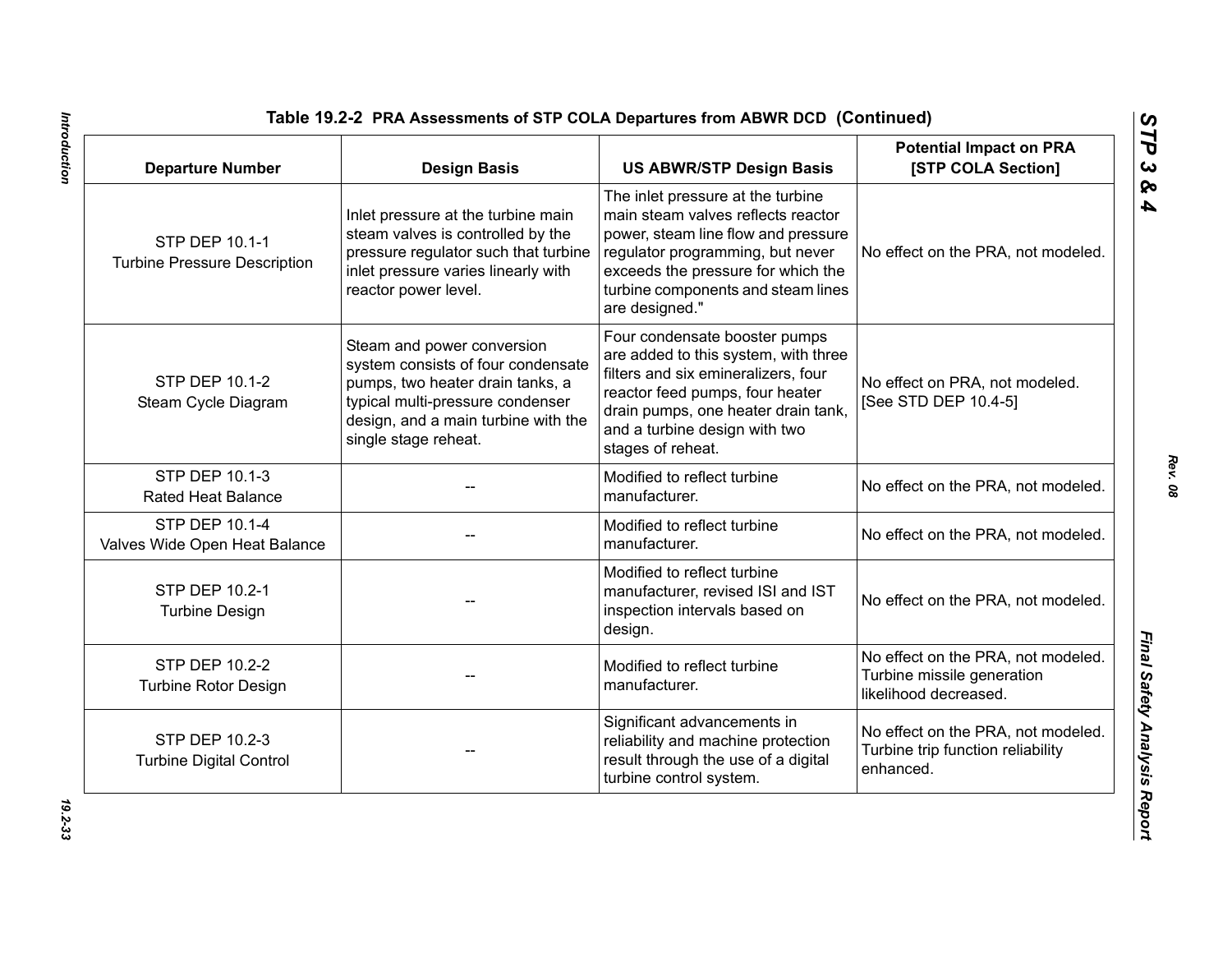**Table 19.2-2 PRA Assessments of STP COLA Departures from ABWR DCD (Continued)**

| Departure Number | Design Basis | US ABWR/STP Design Basis | Potential Impact on PRA [STP COLA Section] |
|---|---|---|---|
| STP DEP 10.1-1 Turbine Pressure Description | Inlet pressure at the turbine main steam valves is controlled by the pressure regulator such that turbine inlet pressure varies linearly with reactor power level. | The inlet pressure at the turbine main steam valves reflects reactor power, steam line flow and pressure regulator programming, but never exceeds the pressure for which the turbine components and steam lines are designed." | No effect on the PRA, not modeled. |
| STP DEP 10.1-2 Steam Cycle Diagram | Steam and power conversion system consists of four condensate pumps, two heater drain tanks, a typical multi-pressure condenser design, and a main turbine with the single stage reheat. | Four condensate booster pumps are added to this system, with three filters and six emineralizers, four reactor feed pumps, four heater drain pumps, one heater drain tank, and a turbine design with two stages of reheat. | No effect on PRA, not modeled. [See STD DEP 10.4-5] |
| STP DEP 10.1-3 Rated Heat Balance | -- | Modified to reflect turbine manufacturer. | No effect on the PRA, not modeled. |
| STP DEP 10.1-4 Valves Wide Open Heat Balance | -- | Modified to reflect turbine manufacturer. | No effect on the PRA, not modeled. |
| STP DEP 10.2-1 Turbine Design | -- | Modified to reflect turbine manufacturer, revised ISI and IST inspection intervals based on design. | No effect on the PRA, not modeled. |
| STP DEP 10.2-2 Turbine Rotor Design | -- | Modified to reflect turbine manufacturer. | No effect on the PRA, not modeled. Turbine missile generation likelihood decreased. |
| STP DEP 10.2-3 Turbine Digital Control | -- | Significant advancements in reliability and machine protection result through the use of a digital turbine control system. | No effect on the PRA, not modeled. Turbine trip function reliability enhanced. |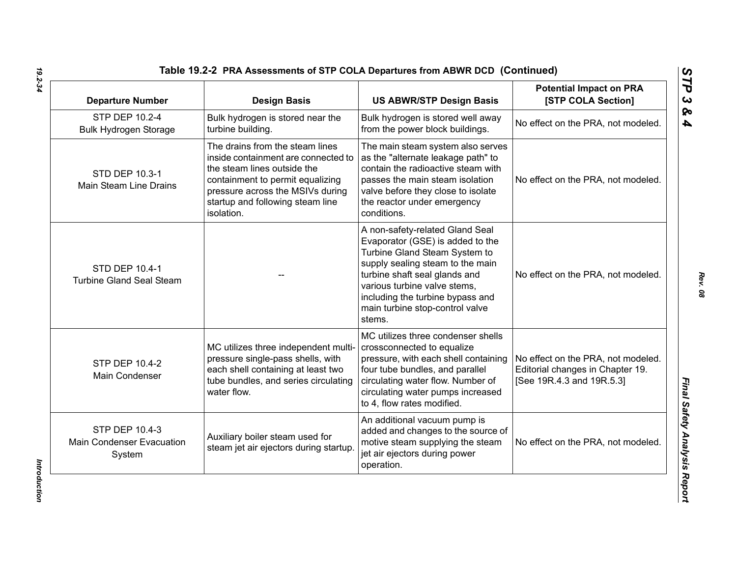## Table 19.2-2 PRA Assessments of STP COLA Departures from ABWR DCD (Continued)

| Departure Number | Design Basis | US ABWR/STP Design Basis | Potential Impact on PRA [STP COLA Section] |
|---|---|---|---|
| STP DEP 10.2-4 Bulk Hydrogen Storage | Bulk hydrogen is stored near the turbine building. | Bulk hydrogen is stored well away from the power block buildings. | No effect on the PRA, not modeled. |
| STD DEP 10.3-1 Main Steam Line Drains | The drains from the steam lines inside containment are connected to the steam lines outside the containment to permit equalizing pressure across the MSIVs during startup and following steam line isolation. | The main steam system also serves as the "alternate leakage path" to contain the radioactive steam with passes the main steam isolation valve before they close to isolate the reactor under emergency conditions. | No effect on the PRA, not modeled. |
| STD DEP 10.4-1 Turbine Gland Seal Steam | -- | A non-safety-related Gland Seal Evaporator (GSE) is added to the Turbine Gland Steam System to supply sealing steam to the main turbine shaft seal glands and various turbine valve stems, including the turbine bypass and main turbine stop-control valve stems. | No effect on the PRA, not modeled. |
| STP DEP 10.4-2 Main Condenser | MC utilizes three independent multi-pressure single-pass shells, with each shell containing at least two tube bundles, and series circulating water flow. | MC utilizes three condenser shells crossconnected to equalize pressure, with each shell containing four tube bundles, and parallel circulating water flow. Number of circulating water pumps increased to 4, flow rates modified. | No effect on the PRA, not modeled. Editorial changes in Chapter 19. [See 19R.4.3 and 19R.5.3] |
| STP DEP 10.4-3 Main Condenser Evacuation System | Auxiliary boiler steam used for steam jet air ejectors during startup. | An additional vacuum pump is added and changes to the source of motive steam supplying the steam jet air ejectors during power operation. | No effect on the PRA, not modeled. |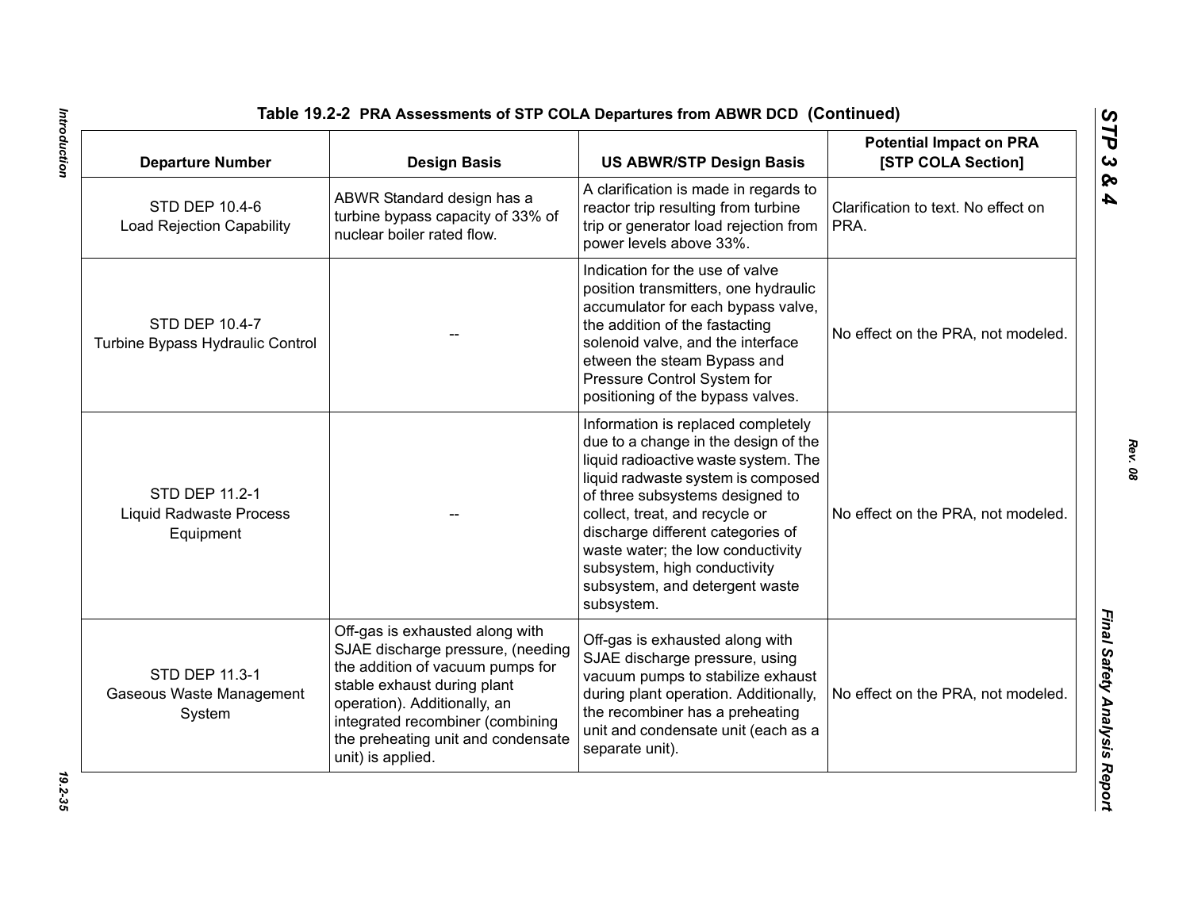**Table 19.2-2 PRA Assessments of STP COLA Departures from ABWR DCD (Continued)**

| Departure Number | Design Basis | US ABWR/STP Design Basis | Potential Impact on PRA [STP COLA Section] |
|---|---|---|---|
| STD DEP 10.4-6 Load Rejection Capability | ABWR Standard design has a turbine bypass capacity of 33% of nuclear boiler rated flow. | A clarification is made in regards to reactor trip resulting from turbine trip or generator load rejection from power levels above 33%. | Clarification to text. No effect on PRA. |
| STD DEP 10.4-7 Turbine Bypass Hydraulic Control | -- | Indication for the use of valve position transmitters, one hydraulic accumulator for each bypass valve, the addition of the fastacting solenoid valve, and the interface etween the steam Bypass and Pressure Control System for positioning of the bypass valves. | No effect on the PRA, not modeled. |
| STD DEP 11.2-1 Liquid Radwaste Process Equipment | -- | Information is replaced completely due to a change in the design of the liquid radioactive waste system. The liquid radwaste system is composed of three subsystems designed to collect, treat, and recycle or discharge different categories of waste water; the low conductivity subsystem, high conductivity subsystem, and detergent waste subsystem. | No effect on the PRA, not modeled. |
| STD DEP 11.3-1 Gaseous Waste Management System | Off-gas is exhausted along with SJAE discharge pressure, (needing the addition of vacuum pumps for stable exhaust during plant operation). Additionally, an integrated recombiner (combining the preheating unit and condensate unit) is applied. | Off-gas is exhausted along with SJAE discharge pressure, using vacuum pumps to stabilize exhaust during plant operation. Additionally, the recombiner has a preheating unit and condensate unit (each as a separate unit). | No effect on the PRA, not modeled. |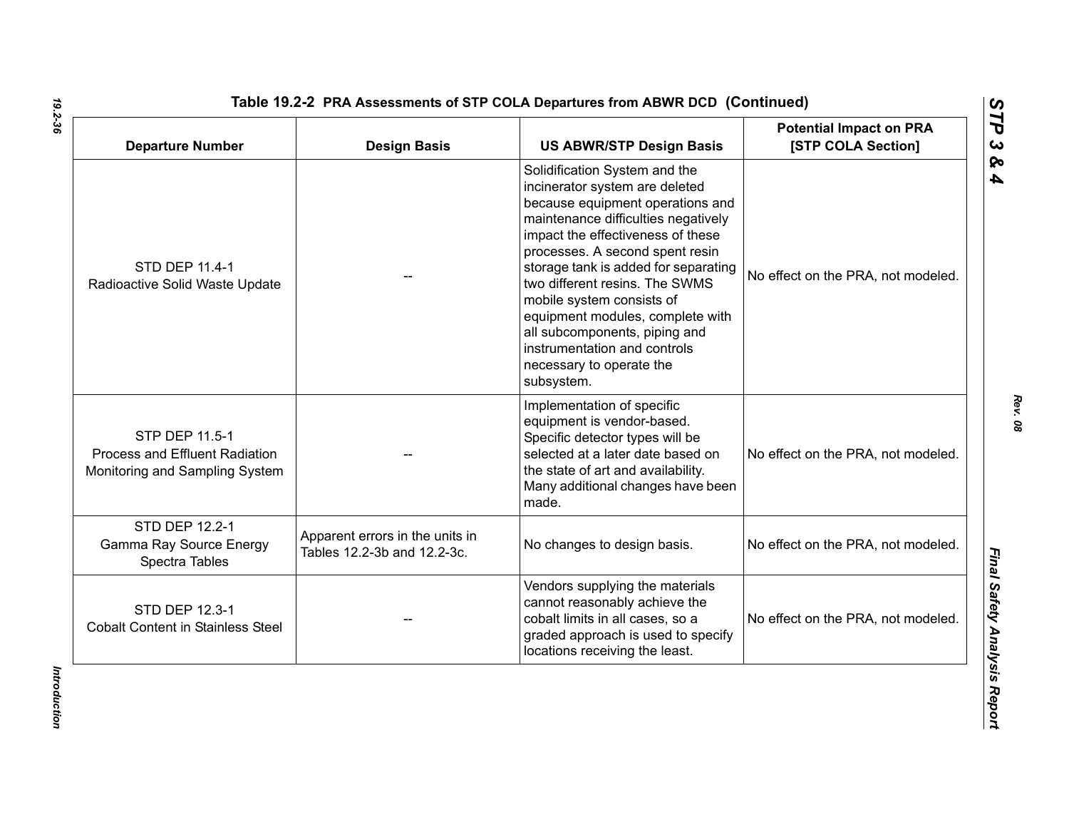**Table 19.2-2 PRA Assessments of STP COLA Departures from ABWR DCD (Continued)**

| Departure Number | Design Basis | US ABWR/STP Design Basis | Potential Impact on PRA [STP COLA Section] |
|---|---|---|---|
| STD DEP 11.4-1 Radioactive Solid Waste Update | -- | Solidification System and the incinerator system are deleted because equipment operations and maintenance difficulties negatively impact the effectiveness of these processes. A second spent resin storage tank is added for separating two different resins. The SWMS mobile system consists of equipment modules, complete with all subcomponents, piping and instrumentation and controls necessary to operate the subsystem. | No effect on the PRA, not modeled. |
| STP DEP 11.5-1 Process and Effluent Radiation Monitoring and Sampling System | -- | Implementation of specific equipment is vendor-based. Specific detector types will be selected at a later date based on the state of art and availability. Many additional changes have been made. | No effect on the PRA, not modeled. |
| STD DEP 12.2-1 Gamma Ray Source Energy Spectra Tables | Apparent errors in the units in Tables 12.2-3b and 12.2-3c. | No changes to design basis. | No effect on the PRA, not modeled. |
| STD DEP 12.3-1 Cobalt Content in Stainless Steel | -- | Vendors supplying the materials cannot reasonably achieve the cobalt limits in all cases, so a graded approach is used to specify locations receiving the least. | No effect on the PRA, not modeled. |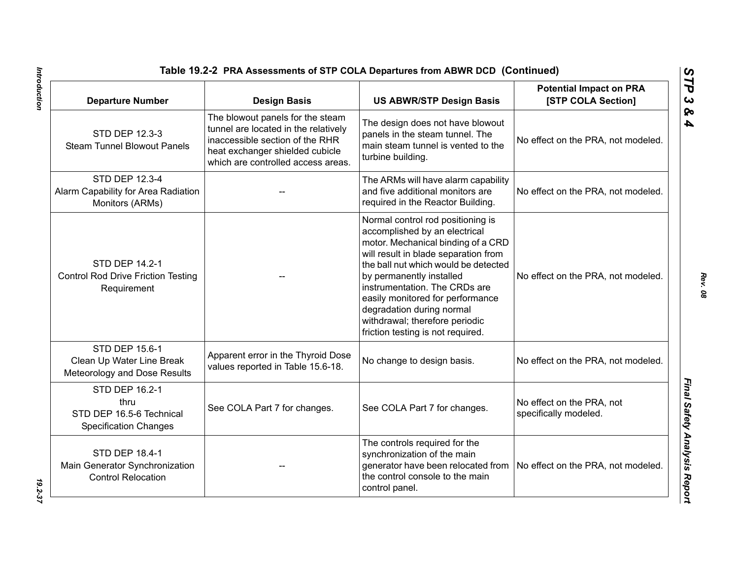**Table 19.2-2 PRA Assessments of STP COLA Departures from ABWR DCD (Continued)**

| Departure Number | Design Basis | US ABWR/STP Design Basis | Potential Impact on PRA [STP COLA Section] |
|---|---|---|---|
| STD DEP 12.3-3 Steam Tunnel Blowout Panels | The blowout panels for the steam tunnel are located in the relatively inaccessible section of the RHR heat exchanger shielded cubicle which are controlled access areas. | The design does not have blowout panels in the steam tunnel. The main steam tunnel is vented to the turbine building. | No effect on the PRA, not modeled. |
| STD DEP 12.3-4 Alarm Capability for Area Radiation Monitors (ARMs) | -- | The ARMs will have alarm capability and five additional monitors are required in the Reactor Building. | No effect on the PRA, not modeled. |
| STD DEP 14.2-1 Control Rod Drive Friction Testing Requirement | -- | Normal control rod positioning is accomplished by an electrical motor. Mechanical binding of a CRD will result in blade separation from the ball nut which would be detected by permanently installed instrumentation. The CRDs are easily monitored for performance degradation during normal withdrawal; therefore periodic friction testing is not required. | No effect on the PRA, not modeled. |
| STD DEP 15.6-1 Clean Up Water Line Break Meteorology and Dose Results | Apparent error in the Thyroid Dose values reported in Table 15.6-18. | No change to design basis. | No effect on the PRA, not modeled. |
| STD DEP 16.2-1 thru STD DEP 16.5-6 Technical Specification Changes | See COLA Part 7 for changes. | See COLA Part 7 for changes. | No effect on the PRA, not specifically modeled. |
| STD DEP 18.4-1 Main Generator Synchronization Control Relocation | -- | The controls required for the synchronization of the main generator have been relocated from the control console to the main control panel. | No effect on the PRA, not modeled. |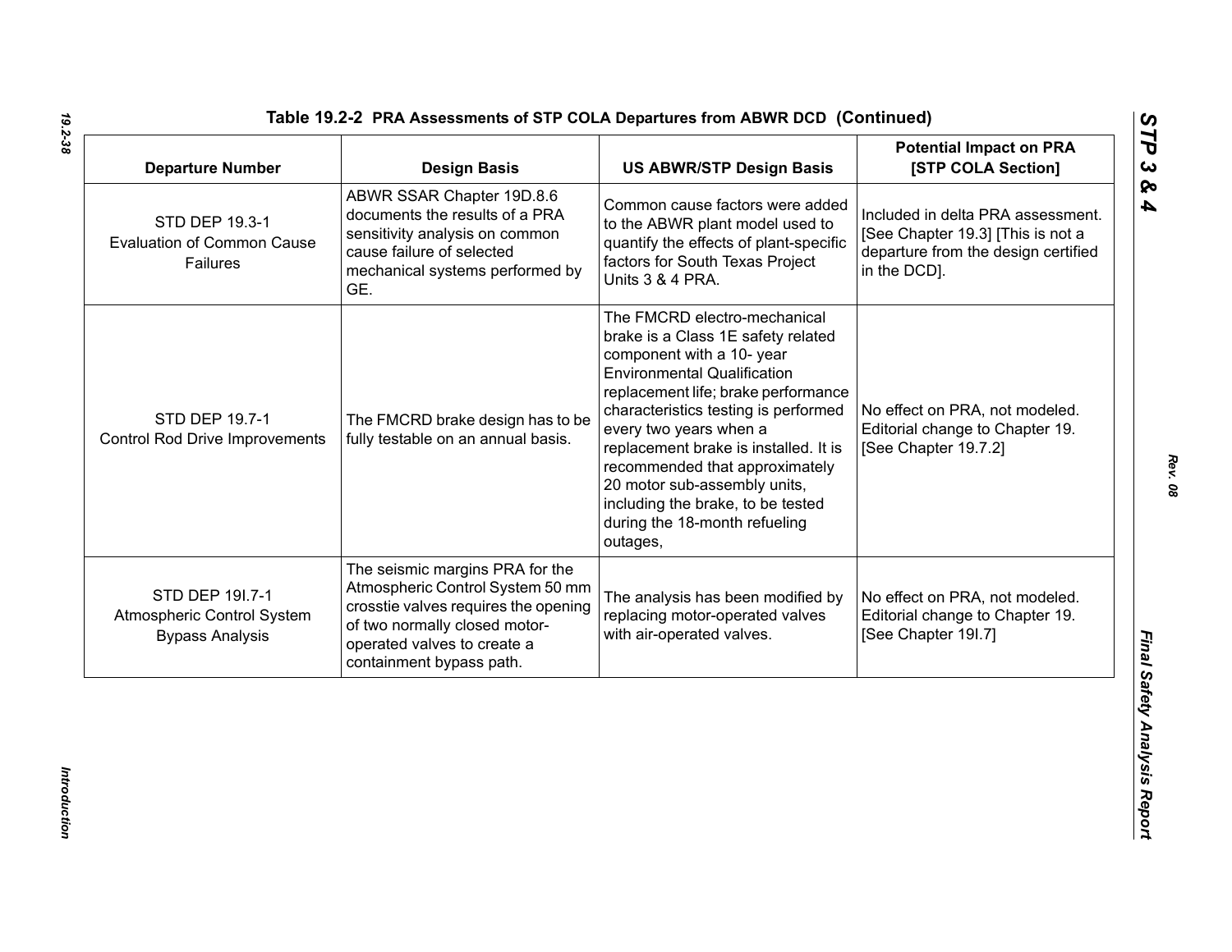**Table 19.2-2 PRA Assessments of STP COLA Departures from ABWR DCD (Continued)**

| Departure Number | Design Basis | US ABWR/STP Design Basis | Potential Impact on PRA [STP COLA Section] |
|---|---|---|---|
| STD DEP 19.3-1 Evaluation of Common Cause Failures | ABWR SSAR Chapter 19D.8.6 documents the results of a PRA sensitivity analysis on common cause failure of selected mechanical systems performed by GE. | Common cause factors were added to the ABWR plant model used to quantify the effects of plant-specific factors for South Texas Project Units 3 & 4 PRA. | Included in delta PRA assessment. [See Chapter 19.3] [This is not a departure from the design certified in the DCD]. |
| STD DEP 19.7-1 Control Rod Drive Improvements | The FMCRD brake design has to be fully testable on an annual basis. | The FMCRD electro-mechanical brake is a Class 1E safety related component with a 10- year Environmental Qualification replacement life; brake performance characteristics testing is performed every two years when a replacement brake is installed. It is recommended that approximately 20 motor sub-assembly units, including the brake, to be tested during the 18-month refueling outages, | No effect on PRA, not modeled. Editorial change to Chapter 19. [See Chapter 19.7.2] |
| STD DEP 19I.7-1 Atmospheric Control System Bypass Analysis | The seismic margins PRA for the Atmospheric Control System 50 mm crosstie valves requires the opening of two normally closed motor-operated valves to create a containment bypass path. | The analysis has been modified by replacing motor-operated valves with air-operated valves. | No effect on PRA, not modeled. Editorial change to Chapter 19. [See Chapter 19I.7] |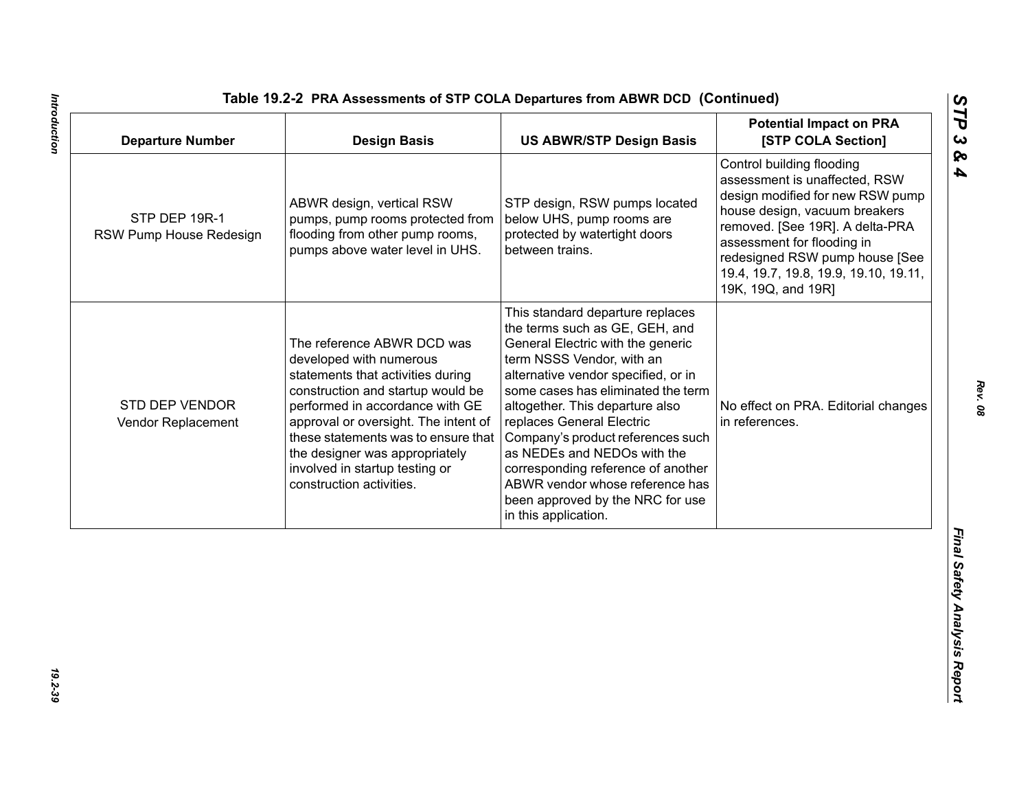## Table 19.2-2 PRA Assessments of STP COLA Departures from ABWR DCD (Continued)

| Departure Number | Design Basis | US ABWR/STP Design Basis | Potential Impact on PRA [STP COLA Section] |
|---|---|---|---|
| STP DEP 19R-1 RSW Pump House Redesign | ABWR design, vertical RSW pumps, pump rooms protected from flooding from other pump rooms, pumps above water level in UHS. | STP design, RSW pumps located below UHS, pump rooms are protected by watertight doors between trains. | Control building flooding assessment is unaffected, RSW design modified for new RSW pump house design, vacuum breakers removed. [See 19R]. A delta-PRA assessment for flooding in redesigned RSW pump house [See 19.4, 19.7, 19.8, 19.9, 19.10, 19.11, 19K, 19Q, and 19R] |
| STD DEP VENDOR Vendor Replacement | The reference ABWR DCD was developed with numerous statements that activities during construction and startup would be performed in accordance with GE approval or oversight. The intent of these statements was to ensure that the designer was appropriately involved in startup testing or construction activities. | This standard departure replaces the terms such as GE, GEH, and General Electric with the generic term NSSS Vendor, with an alternative vendor specified, or in some cases has eliminated the term altogether. This departure also replaces General Electric Company's product references such as NEDEs and NEDOs with the corresponding reference of another ABWR vendor whose reference has been approved by the NRC for use in this application. | No effect on PRA. Editorial changes in references. |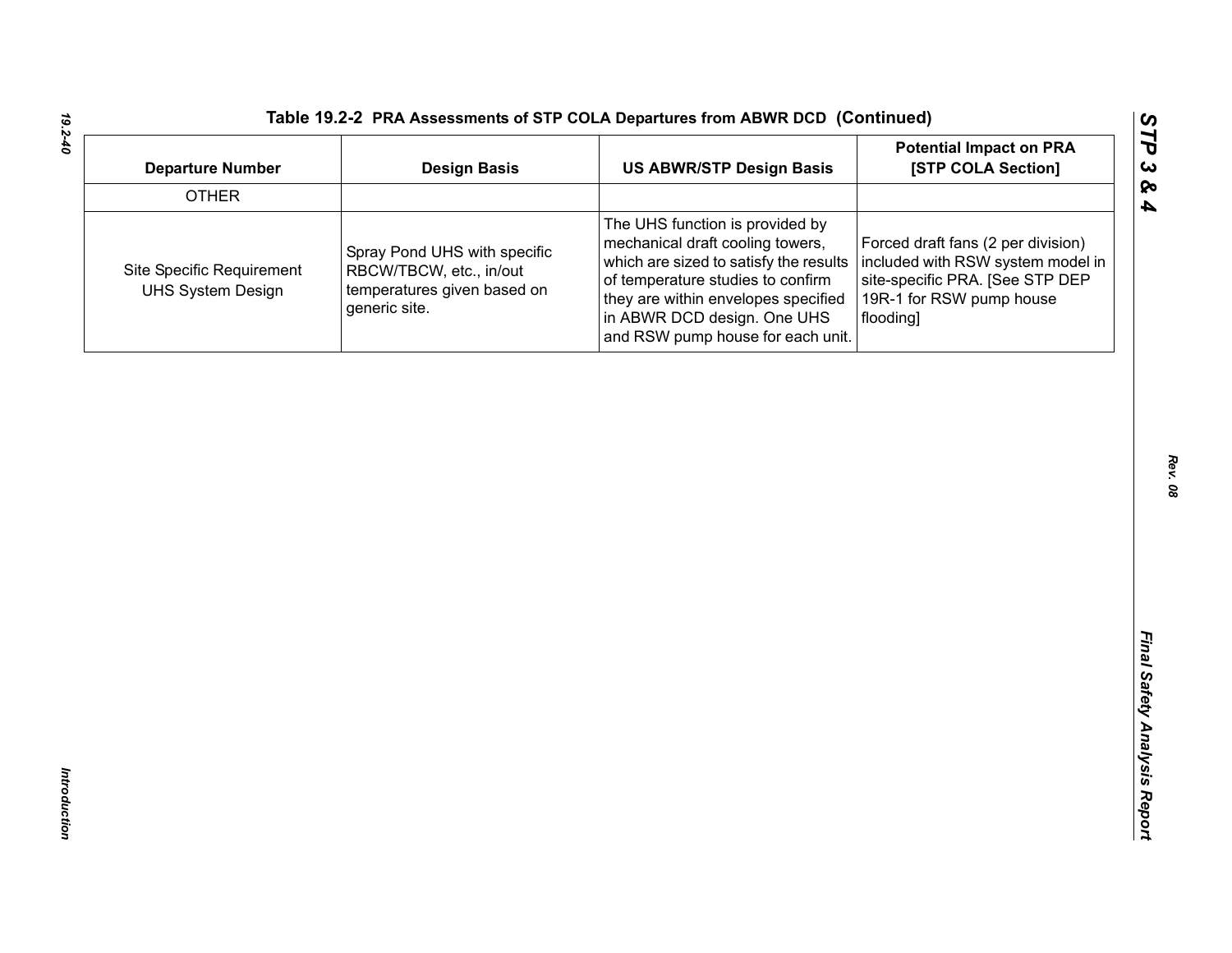## Table 19.2-2 PRA Assessments of STP COLA Departures from ABWR DCD (Continued)

| Departure Number | Design Basis | US ABWR/STP Design Basis | Potential Impact on PRA [STP COLA Section] |
|---|---|---|---|
| OTHER | | | |
| Site Specific Requirement UHS System Design | Spray Pond UHS with specific RBCW/TBCW, etc., in/out temperatures given based on generic site. | The UHS function is provided by mechanical draft cooling towers, which are sized to satisfy the results of temperature studies to confirm they are within envelopes specified in ABWR DCD design. One UHS and RSW pump house for each unit. | Forced draft fans (2 per division) included with RSW system model in site-specific PRA. [See STP DEP 19R-1 for RSW pump house flooding] |